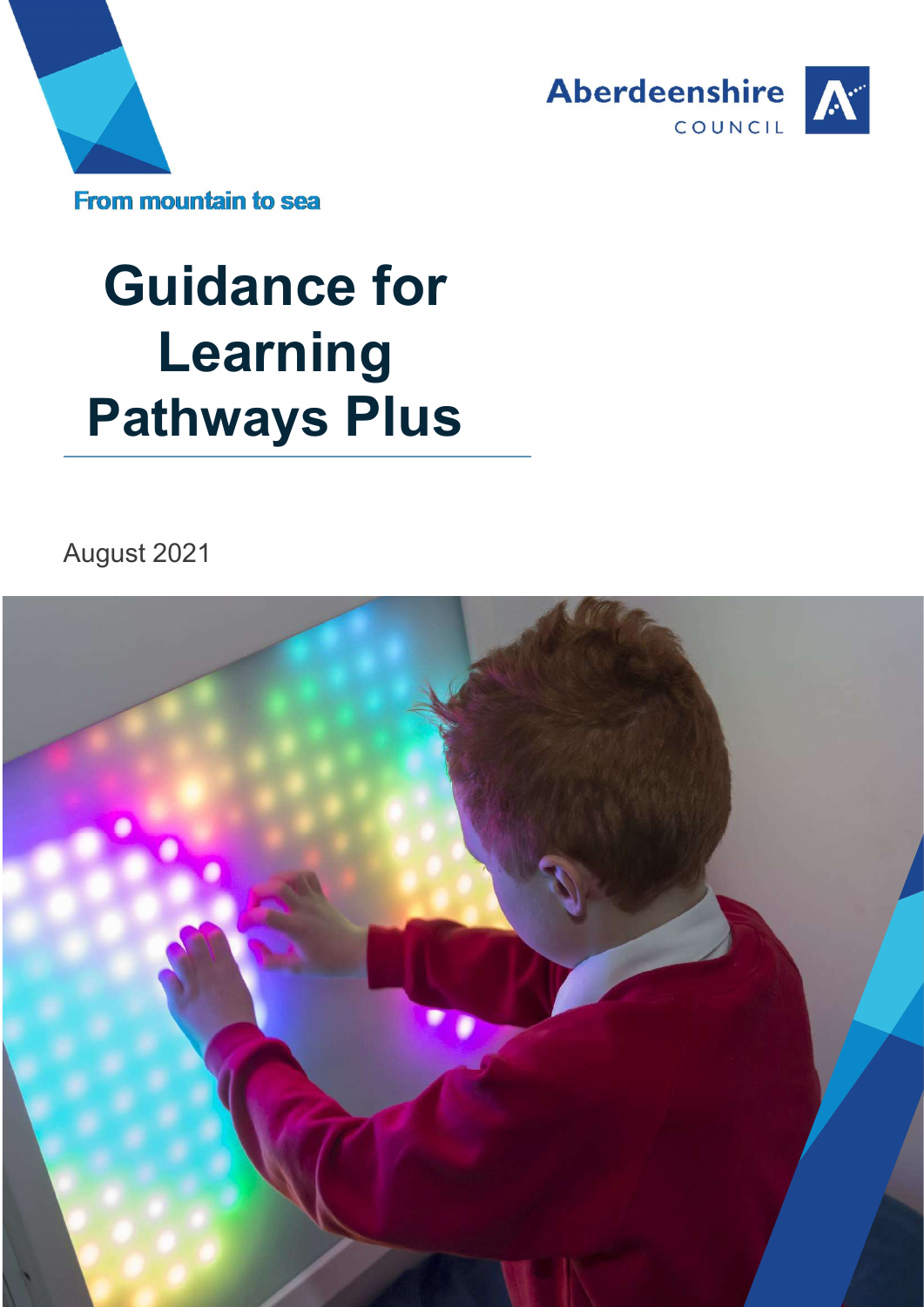Aberdeenshire COUNCIL

From mountain to sea

# Guidance for Learning Pathways Plus

August 2021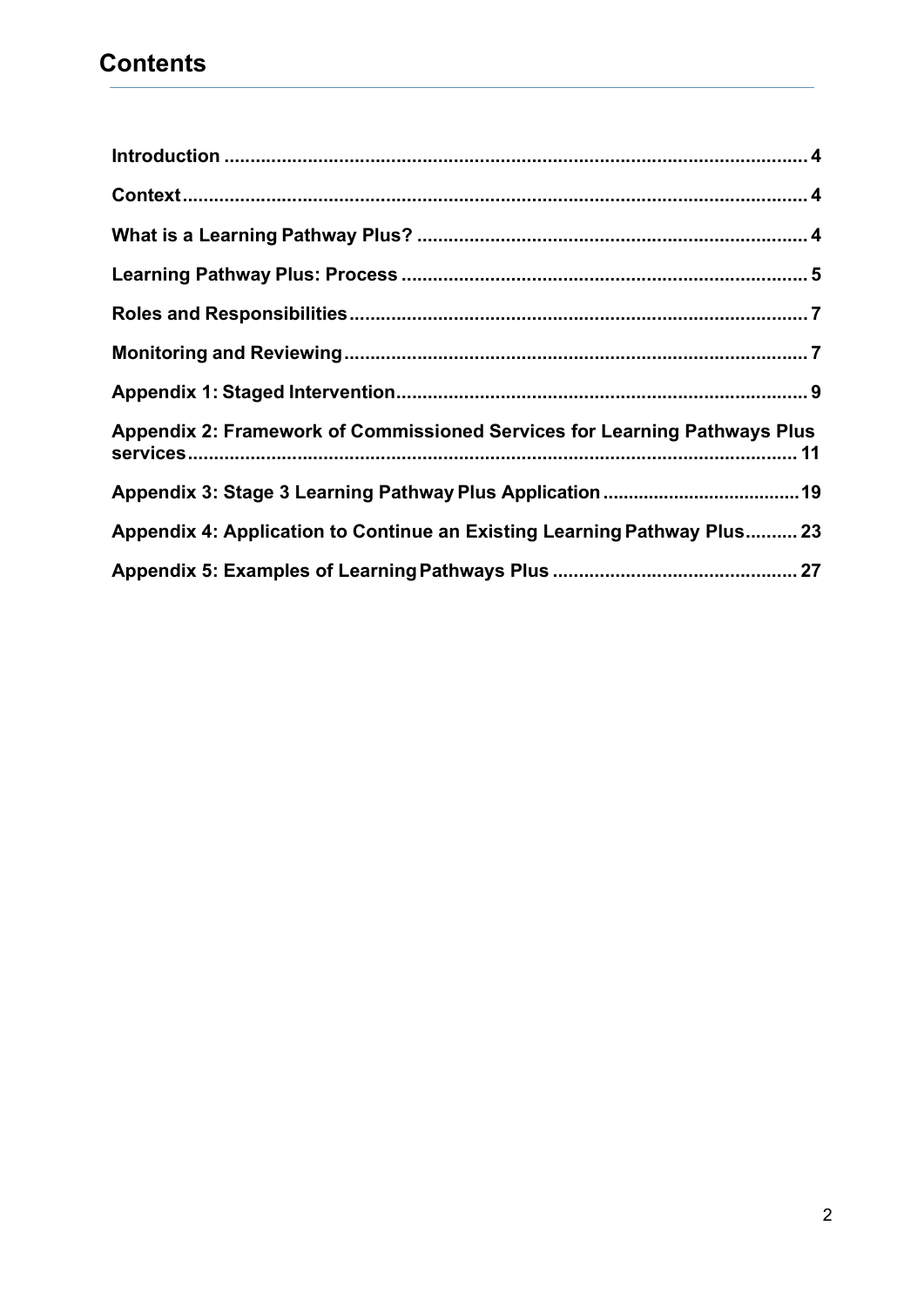## Contents

Introduction .......... 4

Context .......... 4

What is a Learning Pathway Plus? .......... 4

Learning Pathway Plus: Process .......... 5

Roles and Responsibilities .......... 7

Monitoring and Reviewing .......... 7

Appendix 1: Staged Intervention .......... 9

Appendix 2: Framework of Commissioned Services for Learning Pathways Plus services .......... 11

Appendix 3: Stage 3 Learning Pathway Plus Application .......... 19

Appendix 4: Application to Continue an Existing Learning Pathway Plus .......... 23

Appendix 5: Examples of Learning Pathways Plus .......... 27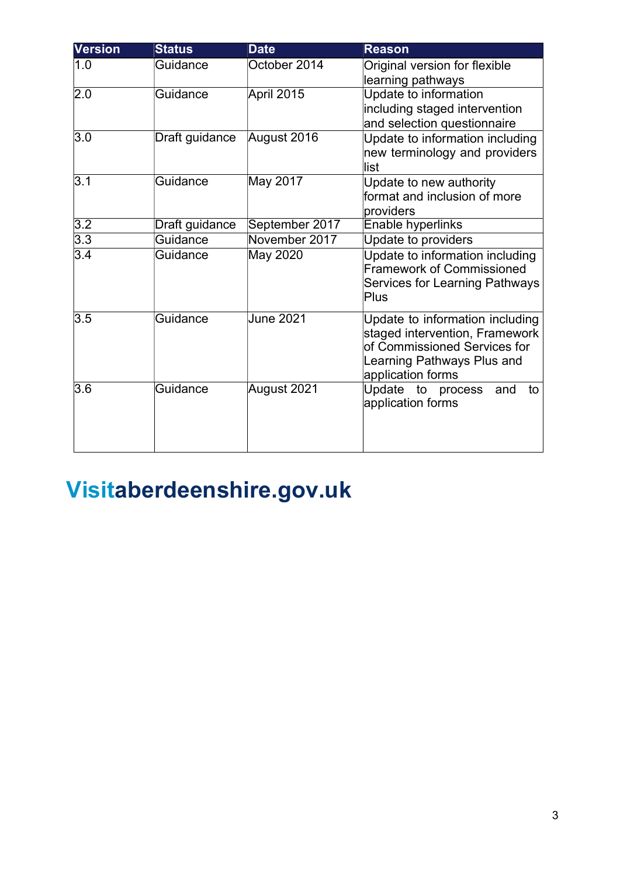| Version | Status | Date | Reason |
|---|---|---|---|
| 1.0 | Guidance | October 2014 | Original version for flexible learning pathways |
| 2.0 | Guidance | April 2015 | Update to information including staged intervention and selection questionnaire |
| 3.0 | Draft guidance | August 2016 | Update to information including new terminology and providers list |
| 3.1 | Guidance | May 2017 | Update to new authority format and inclusion of more providers |
| 3.2 | Draft guidance | September 2017 | Enable hyperlinks |
| 3.3 | Guidance | November 2017 | Update to providers |
| 3.4 | Guidance | May 2020 | Update to information including Framework of Commissioned Services for Learning Pathways Plus |
| 3.5 | Guidance | June 2021 | Update to information including staged intervention, Framework of Commissioned Services for Learning Pathways Plus and application forms |
| 3.6 | Guidance | August 2021 | Update to process and to application forms |

**Visitaberdeenshire.gov.uk**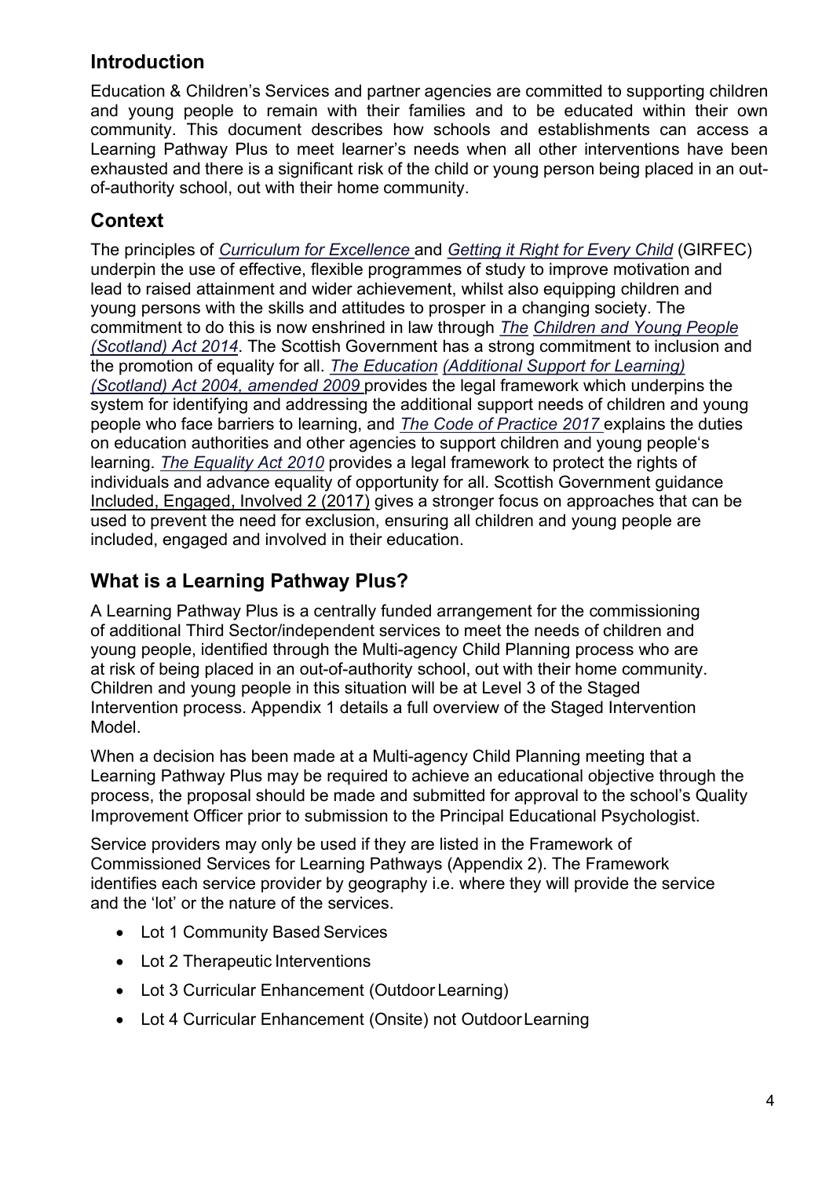## Introduction

Education & Children's Services and partner agencies are committed to supporting children and young people to remain with their families and to be educated within their own community. This document describes how schools and establishments can access a Learning Pathway Plus to meet learner's needs when all other interventions have been exhausted and there is a significant risk of the child or young person being placed in an out-of-authority school, out with their home community.

## Context

The principles of *Curriculum for Excellence* and *Getting it Right for Every Child* (GIRFEC) underpin the use of effective, flexible programmes of study to improve motivation and lead to raised attainment and wider achievement, whilst also equipping children and young persons with the skills and attitudes to prosper in a changing society. The commitment to do this is now enshrined in law through *The Children and Young People (Scotland) Act 2014*. The Scottish Government has a strong commitment to inclusion and the promotion of equality for all. *The Education (Additional Support for Learning) (Scotland) Act 2004, amended 2009* provides the legal framework which underpins the system for identifying and addressing the additional support needs of children and young people who face barriers to learning, and *The Code of Practice 2017* explains the duties on education authorities and other agencies to support children and young people's learning. *The Equality Act 2010* provides a legal framework to protect the rights of individuals and advance equality of opportunity for all. Scottish Government guidance Included, Engaged, Involved 2 (2017) gives a stronger focus on approaches that can be used to prevent the need for exclusion, ensuring all children and young people are included, engaged and involved in their education.

## What is a Learning Pathway Plus?

A Learning Pathway Plus is a centrally funded arrangement for the commissioning of additional Third Sector/independent services to meet the needs of children and young people, identified through the Multi-agency Child Planning process who are at risk of being placed in an out-of-authority school, out with their home community. Children and young people in this situation will be at Level 3 of the Staged Intervention process. Appendix 1 details a full overview of the Staged Intervention Model.

When a decision has been made at a Multi-agency Child Planning meeting that a Learning Pathway Plus may be required to achieve an educational objective through the process, the proposal should be made and submitted for approval to the school's Quality Improvement Officer prior to submission to the Principal Educational Psychologist.

Service providers may only be used if they are listed in the Framework of Commissioned Services for Learning Pathways (Appendix 2). The Framework identifies each service provider by geography i.e. where they will provide the service and the 'lot' or the nature of the services.

- Lot 1 Community Based Services
- Lot 2 Therapeutic Interventions
- Lot 3 Curricular Enhancement (Outdoor Learning)
- Lot 4 Curricular Enhancement (Onsite) not Outdoor Learning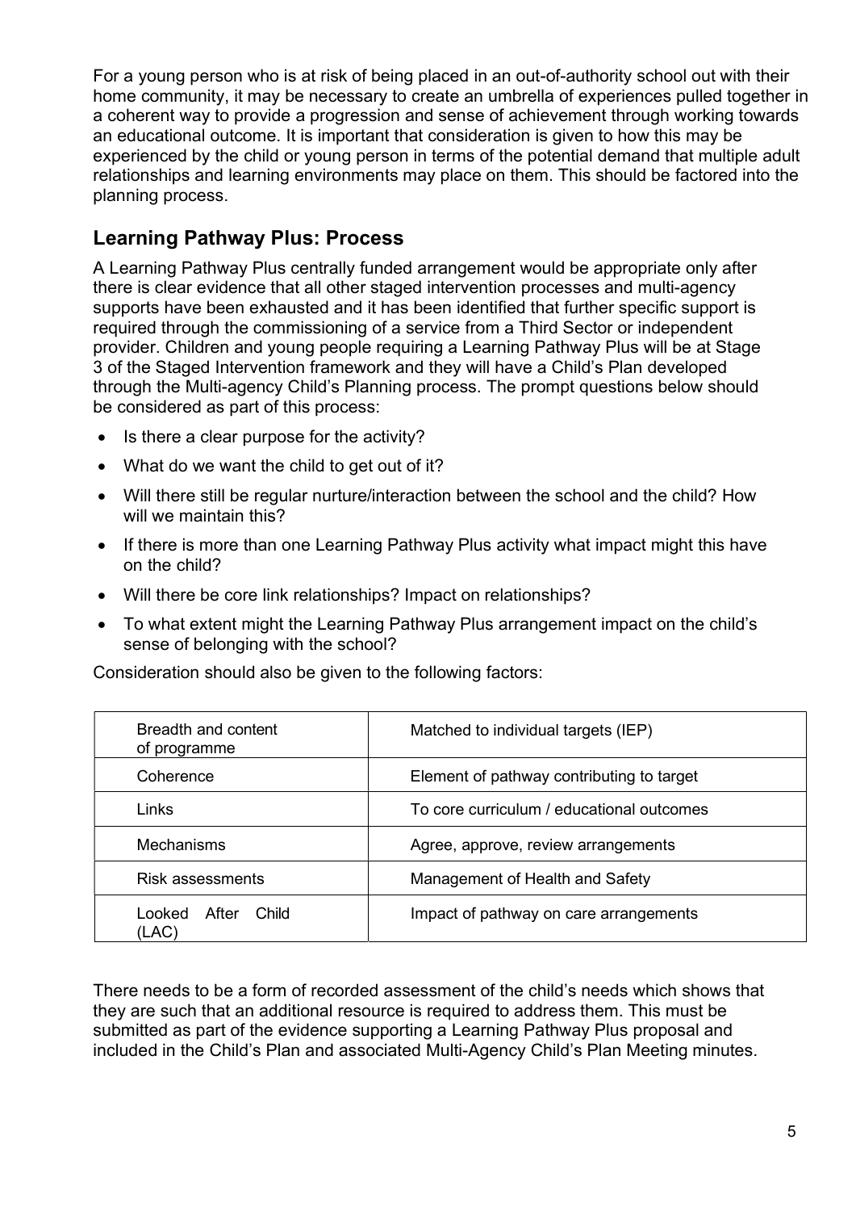For a young person who is at risk of being placed in an out-of-authority school out with their home community, it may be necessary to create an umbrella of experiences pulled together in a coherent way to provide a progression and sense of achievement through working towards an educational outcome. It is important that consideration is given to how this may be experienced by the child or young person in terms of the potential demand that multiple adult relationships and learning environments may place on them. This should be factored into the planning process.

## Learning Pathway Plus: Process

A Learning Pathway Plus centrally funded arrangement would be appropriate only after there is clear evidence that all other staged intervention processes and multi-agency supports have been exhausted and it has been identified that further specific support is required through the commissioning of a service from a Third Sector or independent provider. Children and young people requiring a Learning Pathway Plus will be at Stage 3 of the Staged Intervention framework and they will have a Child's Plan developed through the Multi-agency Child's Planning process. The prompt questions below should be considered as part of this process:

- Is there a clear purpose for the activity?
- What do we want the child to get out of it?
- Will there still be regular nurture/interaction between the school and the child? How will we maintain this?
- If there is more than one Learning Pathway Plus activity what impact might this have on the child?
- Will there be core link relationships? Impact on relationships?
- To what extent might the Learning Pathway Plus arrangement impact on the child's sense of belonging with the school?

Consideration should also be given to the following factors:

| | |
|---|---|
| Breadth and content of programme | Matched to individual targets (IEP) |
| Coherence | Element of pathway contributing to target |
| Links | To core curriculum / educational outcomes |
| Mechanisms | Agree, approve, review arrangements |
| Risk assessments | Management of Health and Safety |
| Looked After Child (LAC) | Impact of pathway on care arrangements |

There needs to be a form of recorded assessment of the child's needs which shows that they are such that an additional resource is required to address them. This must be submitted as part of the evidence supporting a Learning Pathway Plus proposal and included in the Child's Plan and associated Multi-Agency Child's Plan Meeting minutes.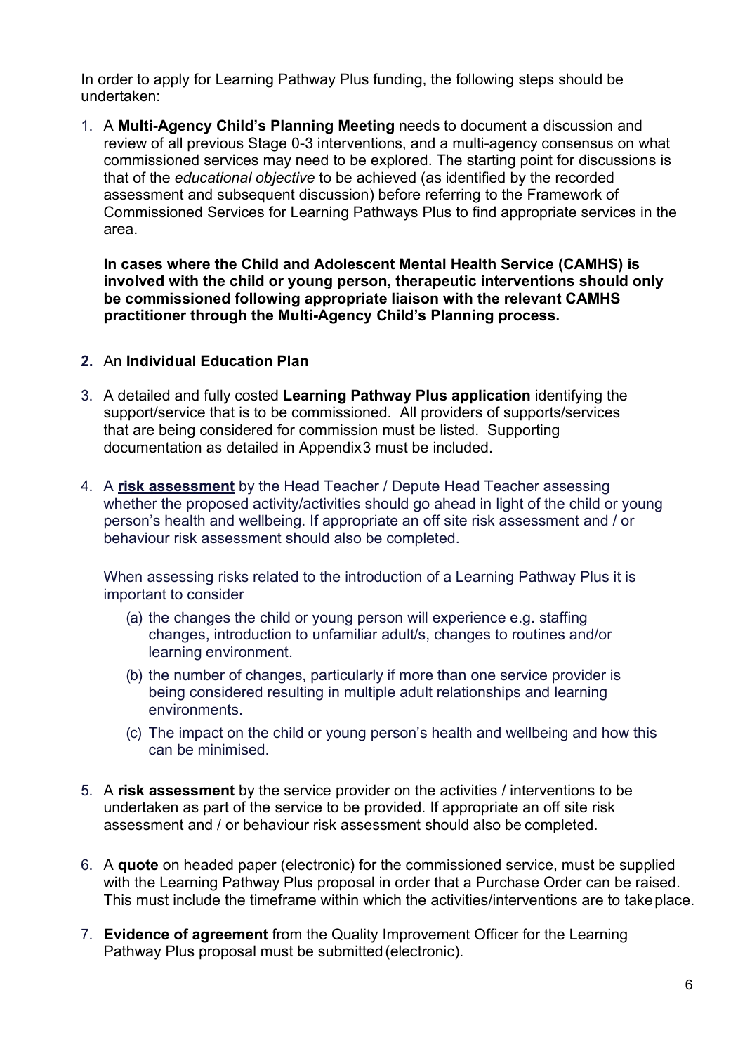In order to apply for Learning Pathway Plus funding, the following steps should be undertaken:

1. A **Multi-Agency Child's Planning Meeting** needs to document a discussion and review of all previous Stage 0-3 interventions, and a multi-agency consensus on what commissioned services may need to be explored. The starting point for discussions is that of the *educational objective* to be achieved (as identified by the recorded assessment and subsequent discussion) before referring to the Framework of Commissioned Services for Learning Pathways Plus to find appropriate services in the area.

   **In cases where the Child and Adolescent Mental Health Service (CAMHS) is involved with the child or young person, therapeutic interventions should only be commissioned following appropriate liaison with the relevant CAMHS practitioner through the Multi-Agency Child's Planning process.**

2. An **Individual Education Plan**

3. A detailed and fully costed **Learning Pathway Plus application** identifying the support/service that is to be commissioned. All providers of supports/services that are being considered for commission must be listed. Supporting documentation as detailed in Appendix3 must be included.

4. A **risk assessment** by the Head Teacher / Depute Head Teacher assessing whether the proposed activity/activities should go ahead in light of the child or young person's health and wellbeing. If appropriate an off site risk assessment and / or behaviour risk assessment should also be completed.

   When assessing risks related to the introduction of a Learning Pathway Plus it is important to consider

   (a) the changes the child or young person will experience e.g. staffing changes, introduction to unfamiliar adult/s, changes to routines and/or learning environment.

   (b) the number of changes, particularly if more than one service provider is being considered resulting in multiple adult relationships and learning environments.

   (c) The impact on the child or young person's health and wellbeing and how this can be minimised.

5. A **risk assessment** by the service provider on the activities / interventions to be undertaken as part of the service to be provided. If appropriate an off site risk assessment and / or behaviour risk assessment should also be completed.

6. A **quote** on headed paper (electronic) for the commissioned service, must be supplied with the Learning Pathway Plus proposal in order that a Purchase Order can be raised. This must include the timeframe within which the activities/interventions are to take place.

7. **Evidence of agreement** from the Quality Improvement Officer for the Learning Pathway Plus proposal must be submitted (electronic).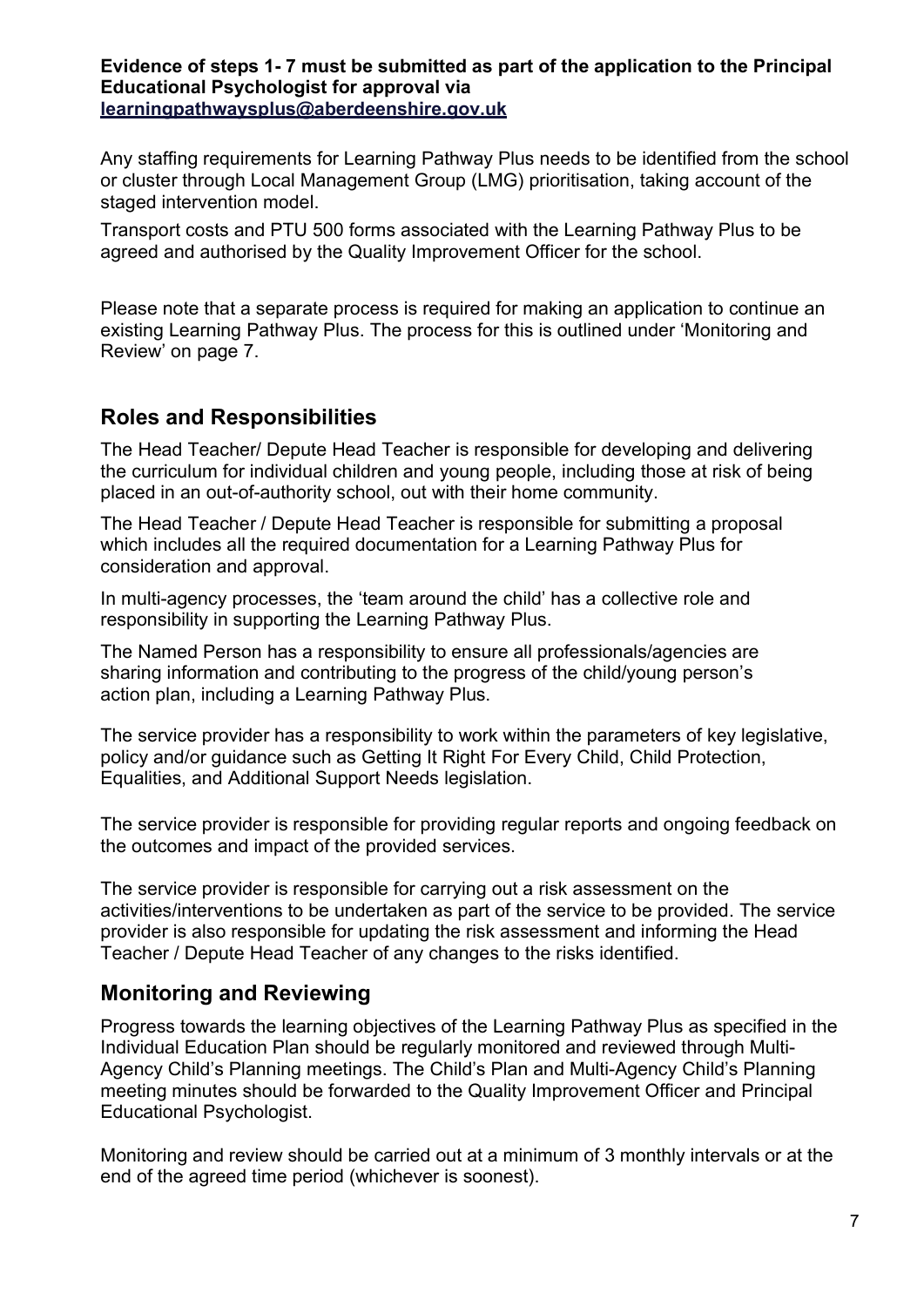**Evidence of steps 1- 7 must be submitted as part of the application to the Principal Educational Psychologist for approval via [learningpathwaysplus@aberdeenshire.gov.uk](mailto:learningpathwaysplus@aberdeenshire.gov.uk)**

Any staffing requirements for Learning Pathway Plus needs to be identified from the school or cluster through Local Management Group (LMG) prioritisation, taking account of the staged intervention model.

Transport costs and PTU 500 forms associated with the Learning Pathway Plus to be agreed and authorised by the Quality Improvement Officer for the school.

Please note that a separate process is required for making an application to continue an existing Learning Pathway Plus. The process for this is outlined under 'Monitoring and Review' on page 7.

## Roles and Responsibilities

The Head Teacher/ Depute Head Teacher is responsible for developing and delivering the curriculum for individual children and young people, including those at risk of being placed in an out-of-authority school, out with their home community.

The Head Teacher / Depute Head Teacher is responsible for submitting a proposal which includes all the required documentation for a Learning Pathway Plus for consideration and approval.

In multi-agency processes, the 'team around the child' has a collective role and responsibility in supporting the Learning Pathway Plus.

The Named Person has a responsibility to ensure all professionals/agencies are sharing information and contributing to the progress of the child/young person's action plan, including a Learning Pathway Plus.

The service provider has a responsibility to work within the parameters of key legislative, policy and/or guidance such as Getting It Right For Every Child, Child Protection, Equalities, and Additional Support Needs legislation.

The service provider is responsible for providing regular reports and ongoing feedback on the outcomes and impact of the provided services.

The service provider is responsible for carrying out a risk assessment on the activities/interventions to be undertaken as part of the service to be provided. The service provider is also responsible for updating the risk assessment and informing the Head Teacher / Depute Head Teacher of any changes to the risks identified.

## Monitoring and Reviewing

Progress towards the learning objectives of the Learning Pathway Plus as specified in the Individual Education Plan should be regularly monitored and reviewed through Multi-Agency Child's Planning meetings. The Child's Plan and Multi-Agency Child's Planning meeting minutes should be forwarded to the Quality Improvement Officer and Principal Educational Psychologist.

Monitoring and review should be carried out at a minimum of 3 monthly intervals or at the end of the agreed time period (whichever is soonest).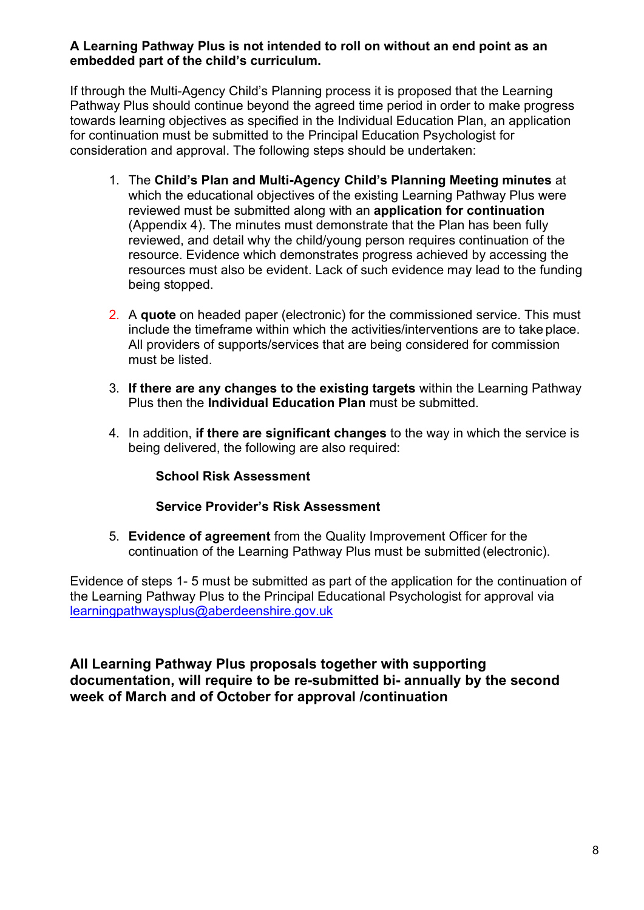**A Learning Pathway Plus is not intended to roll on without an end point as an embedded part of the child's curriculum.**

If through the Multi-Agency Child's Planning process it is proposed that the Learning Pathway Plus should continue beyond the agreed time period in order to make progress towards learning objectives as specified in the Individual Education Plan, an application for continuation must be submitted to the Principal Education Psychologist for consideration and approval. The following steps should be undertaken:

1. The **Child's Plan and Multi-Agency Child's Planning Meeting minutes** at which the educational objectives of the existing Learning Pathway Plus were reviewed must be submitted along with an **application for continuation** (Appendix 4). The minutes must demonstrate that the Plan has been fully reviewed, and detail why the child/young person requires continuation of the resource. Evidence which demonstrates progress achieved by accessing the resources must also be evident. Lack of such evidence may lead to the funding being stopped.

2. A **quote** on headed paper (electronic) for the commissioned service. This must include the timeframe within which the activities/interventions are to take place. All providers of supports/services that are being considered for commission must be listed.

3. **If there are any changes to the existing targets** within the Learning Pathway Plus then the **Individual Education Plan** must be submitted.

4. In addition, **if there are significant changes** to the way in which the service is being delivered, the following are also required:

   **School Risk Assessment**

   **Service Provider's Risk Assessment**

5. **Evidence of agreement** from the Quality Improvement Officer for the continuation of the Learning Pathway Plus must be submitted (electronic).

Evidence of steps 1- 5 must be submitted as part of the application for the continuation of the Learning Pathway Plus to the Principal Educational Psychologist for approval via [learningpathwaysplus@aberdeenshire.gov.uk](mailto:learningpathwaysplus@aberdeenshire.gov.uk)

**All Learning Pathway Plus proposals together with supporting documentation, will require to be re-submitted bi- annually by the second week of March and of October for approval /continuation**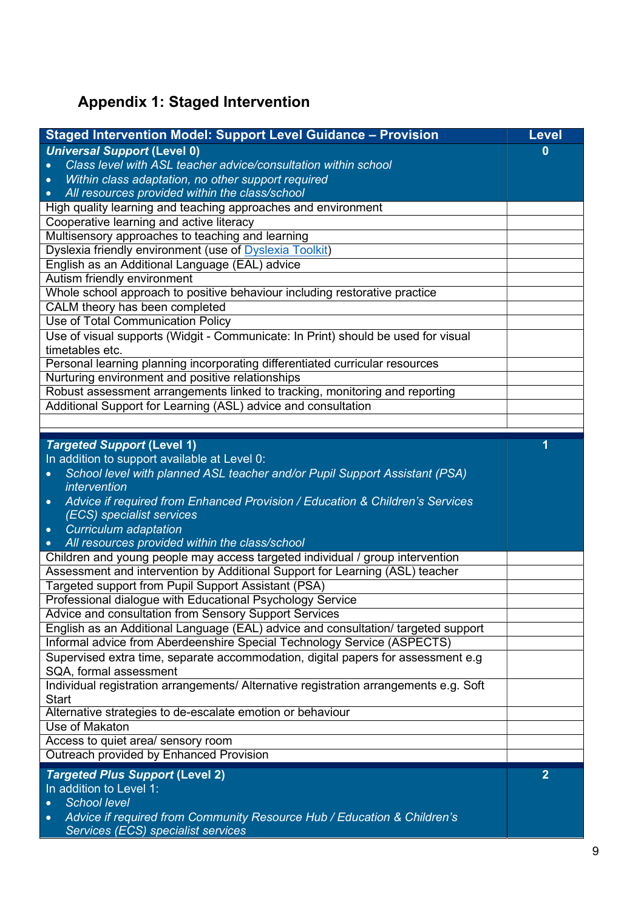## Appendix 1: Staged Intervention

| Staged Intervention Model: Support Level Guidance – Provision | Level |
|---|---|
| ***Universal Support* (Level 0)**<br>• *Class level with ASL teacher advice/consultation within school*<br>• *Within class adaptation, no other support required*<br>• *All resources provided within the class/school* | **0** |
| High quality learning and teaching approaches and environment | |
| Cooperative learning and active literacy | |
| Multisensory approaches to teaching and learning | |
| Dyslexia friendly environment (use of [Dyslexia Toolkit]) | |
| English as an Additional Language (EAL) advice | |
| Autism friendly environment | |
| Whole school approach to positive behaviour including restorative practice | |
| CALM theory has been completed | |
| Use of Total Communication Policy | |
| Use of visual supports (Widgit - Communicate: In Print) should be used for visual timetables etc. | |
| Personal learning planning incorporating differentiated curricular resources | |
| Nurturing environment and positive relationships | |
| Robust assessment arrangements linked to tracking, monitoring and reporting | |
| Additional Support for Learning (ASL) advice and consultation | |
| | |
| ***Targeted Support* (Level 1)**<br>In addition to support available at Level 0:<br>• *School level with planned ASL teacher and/or Pupil Support Assistant (PSA) intervention*<br>• *Advice if required from Enhanced Provision / Education & Children's Services (ECS) specialist services*<br>• *Curriculum adaptation*<br>• *All resources provided within the class/school* | **1** |
| Children and young people may access targeted individual / group intervention | |
| Assessment and intervention by Additional Support for Learning (ASL) teacher | |
| Targeted support from Pupil Support Assistant (PSA) | |
| Professional dialogue with Educational Psychology Service | |
| Advice and consultation from Sensory Support Services | |
| English as an Additional Language (EAL) advice and consultation/ targeted support | |
| Informal advice from Aberdeenshire Special Technology Service (ASPECTS) | |
| Supervised extra time, separate accommodation, digital papers for assessment e.g SQA, formal assessment | |
| Individual registration arrangements/ Alternative registration arrangements e.g. Soft Start | |
| Alternative strategies to de-escalate emotion or behaviour | |
| Use of Makaton | |
| Access to quiet area/ sensory room | |
| Outreach provided by Enhanced Provision | |
| ***Targeted Plus Support* (Level 2)**<br>In addition to Level 1:<br>• *School level*<br>• *Advice if required from Community Resource Hub / Education & Children's Services (ECS) specialist services* | **2** |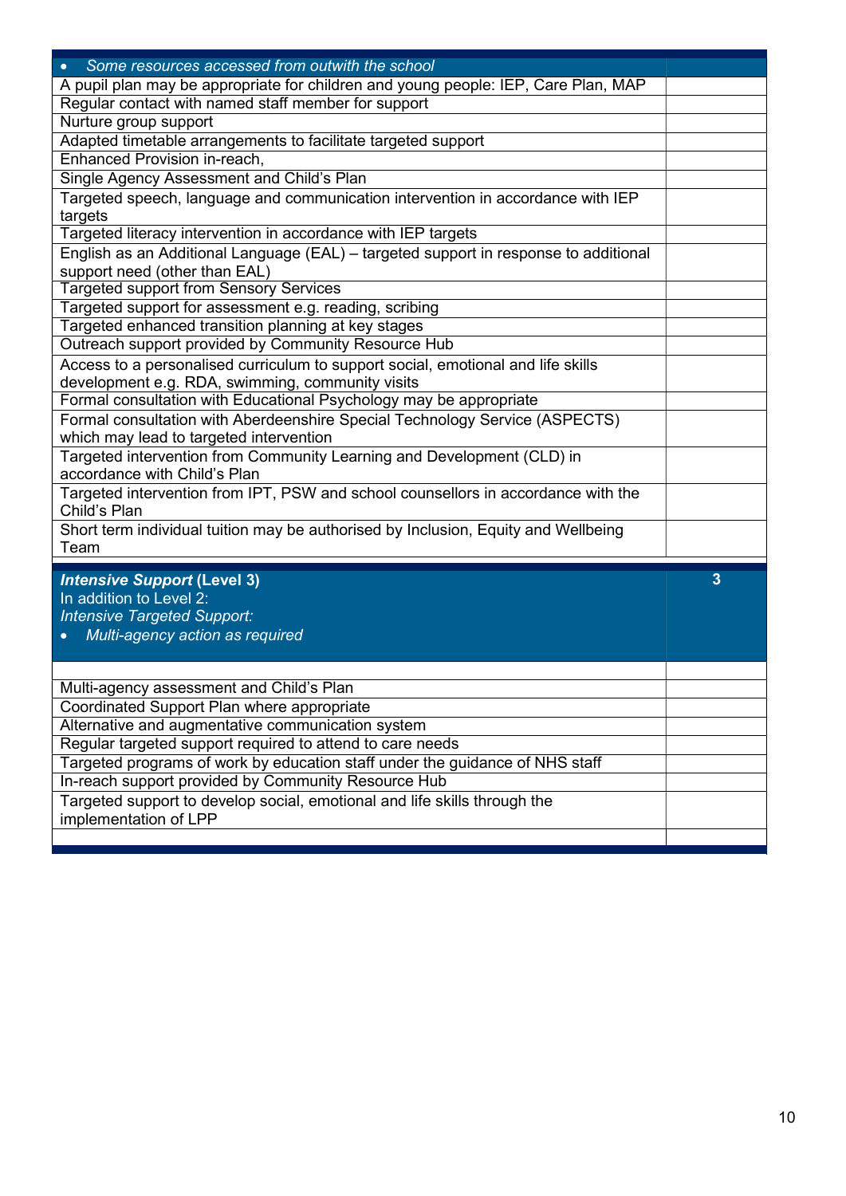| • *Some resources accessed from outwith the school* | |
|---|---|
| A pupil plan may be appropriate for children and young people: IEP, Care Plan, MAP | |
| Regular contact with named staff member for support | |
| Nurture group support | |
| Adapted timetable arrangements to facilitate targeted support | |
| Enhanced Provision in-reach, | |
| Single Agency Assessment and Child's Plan | |
| Targeted speech, language and communication intervention in accordance with IEP targets | |
| Targeted literacy intervention in accordance with IEP targets | |
| English as an Additional Language (EAL) – targeted support in response to additional support need (other than EAL) | |
| Targeted support from Sensory Services | |
| Targeted support for assessment e.g. reading, scribing | |
| Targeted enhanced transition planning at key stages | |
| Outreach support provided by Community Resource Hub | |
| Access to a personalised curriculum to support social, emotional and life skills development e.g. RDA, swimming, community visits | |
| Formal consultation with Educational Psychology may be appropriate | |
| Formal consultation with Aberdeenshire Special Technology Service (ASPECTS) which may lead to targeted intervention | |
| Targeted intervention from Community Learning and Development (CLD) in accordance with Child's Plan | |
| Targeted intervention from IPT, PSW and school counsellors in accordance with the Child's Plan | |
| Short term individual tuition may be authorised by Inclusion, Equity and Wellbeing Team | |

| ***Intensive Support*** **(Level 3)**<br>In addition to Level 2:<br>*Intensive Targeted Support:*<br>• *Multi-agency action as required* | **3** |
|---|---|
| | |
| Multi-agency assessment and Child's Plan | |
| Coordinated Support Plan where appropriate | |
| Alternative and augmentative communication system | |
| Regular targeted support required to attend to care needs | |
| Targeted programs of work by education staff under the guidance of NHS staff | |
| In-reach support provided by Community Resource Hub | |
| Targeted support to develop social, emotional and life skills through the implementation of LPP | |
| | |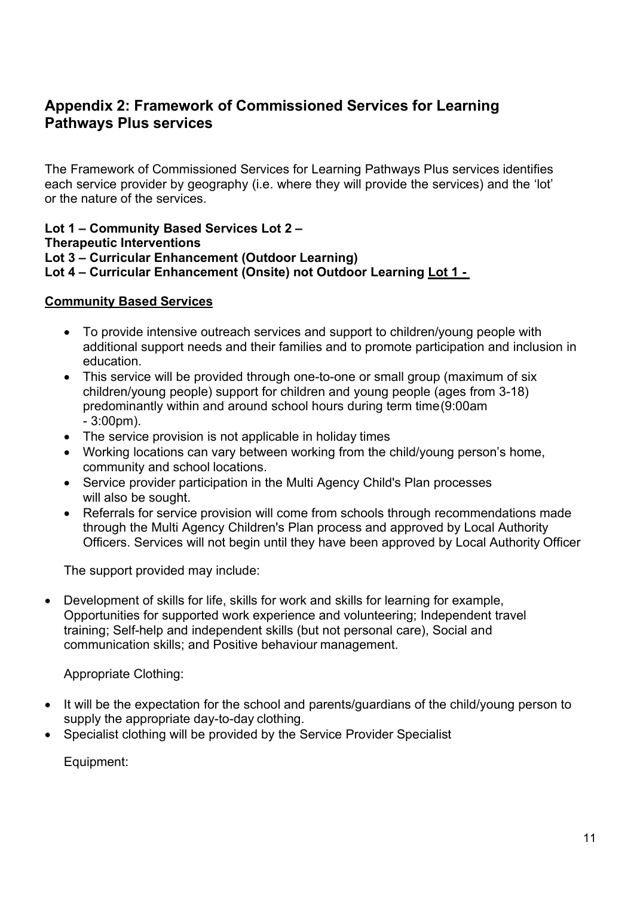## Appendix 2: Framework of Commissioned Services for Learning Pathways Plus services

The Framework of Commissioned Services for Learning Pathways Plus services identifies each service provider by geography (i.e. where they will provide the services) and the 'lot' or the nature of the services.

**Lot 1 – Community Based Services Lot 2 –**
**Therapeutic Interventions**
**Lot 3 – Curricular Enhancement (Outdoor Learning)**
**Lot 4 – Curricular Enhancement (Onsite) not Outdoor Learning** **Lot 1 -**

**Community Based Services**

- To provide intensive outreach services and support to children/young people with additional support needs and their families and to promote participation and inclusion in education.
- This service will be provided through one-to-one or small group (maximum of six children/young people) support for children and young people (ages from 3-18) predominantly within and around school hours during term time (9:00am - 3:00pm).
- The service provision is not applicable in holiday times
- Working locations can vary between working from the child/young person's home, community and school locations.
- Service provider participation in the Multi Agency Child's Plan processes will also be sought.
- Referrals for service provision will come from schools through recommendations made through the Multi Agency Children's Plan process and approved by Local Authority Officers. Services will not begin until they have been approved by Local Authority Officer

The support provided may include:

- Development of skills for life, skills for work and skills for learning for example, Opportunities for supported work experience and volunteering; Independent travel training; Self-help and independent skills (but not personal care), Social and communication skills; and Positive behaviour management.

Appropriate Clothing:

- It will be the expectation for the school and parents/guardians of the child/young person to supply the appropriate day-to-day clothing.
- Specialist clothing will be provided by the Service Provider Specialist

Equipment: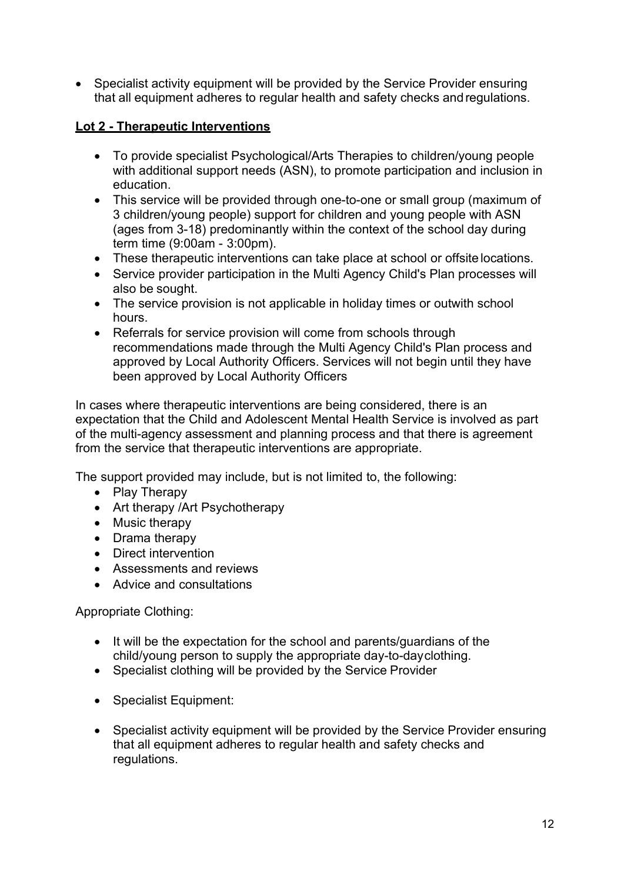- Specialist activity equipment will be provided by the Service Provider ensuring that all equipment adheres to regular health and safety checks and regulations.

**Lot 2 - Therapeutic Interventions**

- To provide specialist Psychological/Arts Therapies to children/young people with additional support needs (ASN), to promote participation and inclusion in education.
- This service will be provided through one-to-one or small group (maximum of 3 children/young people) support for children and young people with ASN (ages from 3-18) predominantly within the context of the school day during term time (9:00am - 3:00pm).
- These therapeutic interventions can take place at school or offsite locations.
- Service provider participation in the Multi Agency Child's Plan processes will also be sought.
- The service provision is not applicable in holiday times or outwith school hours.
- Referrals for service provision will come from schools through recommendations made through the Multi Agency Child's Plan process and approved by Local Authority Officers. Services will not begin until they have been approved by Local Authority Officers

In cases where therapeutic interventions are being considered, there is an expectation that the Child and Adolescent Mental Health Service is involved as part of the multi-agency assessment and planning process and that there is agreement from the service that therapeutic interventions are appropriate.

The support provided may include, but is not limited to, the following:

- Play Therapy
- Art therapy /Art Psychotherapy
- Music therapy
- Drama therapy
- Direct intervention
- Assessments and reviews
- Advice and consultations

Appropriate Clothing:

- It will be the expectation for the school and parents/guardians of the child/young person to supply the appropriate day-to-day clothing.
- Specialist clothing will be provided by the Service Provider

- Specialist Equipment:

- Specialist activity equipment will be provided by the Service Provider ensuring that all equipment adheres to regular health and safety checks and regulations.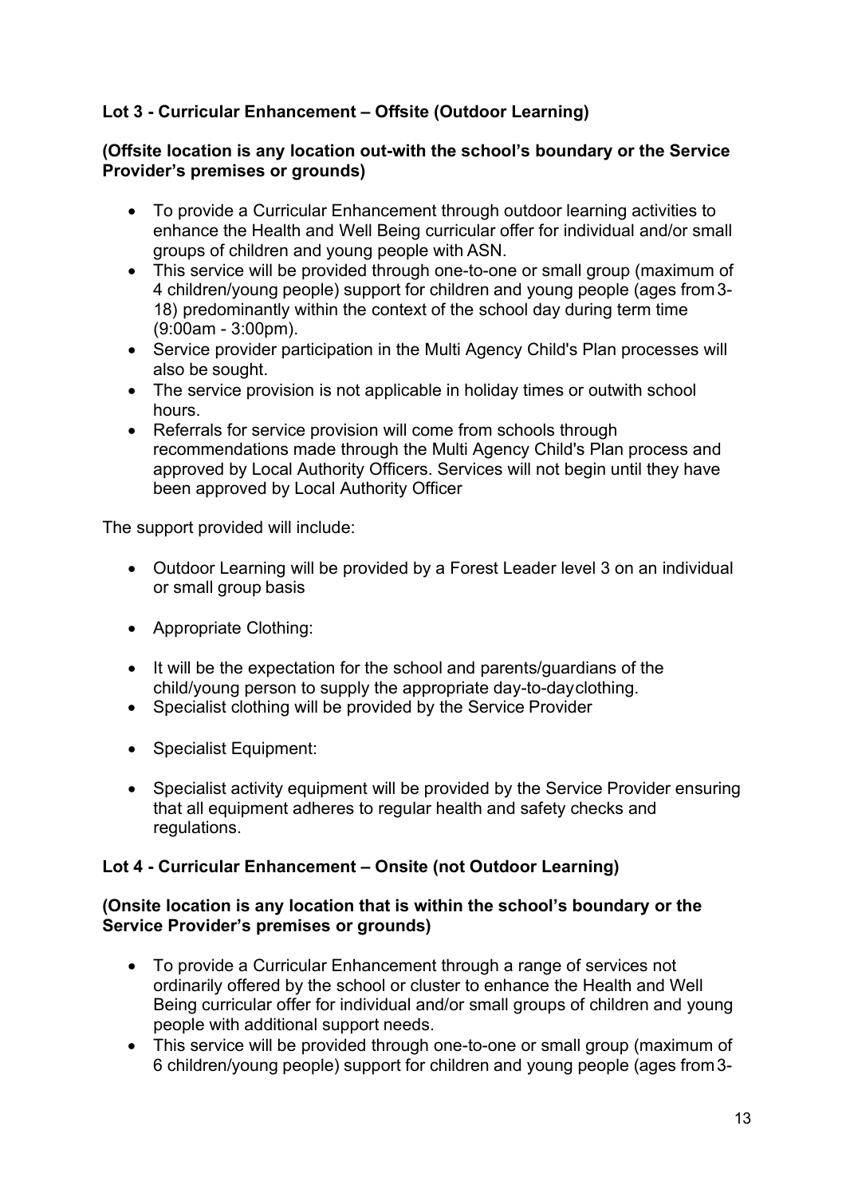**Lot 3 - Curricular Enhancement – Offsite (Outdoor Learning)**

**(Offsite location is any location out-with the school's boundary or the Service Provider's premises or grounds)**

- To provide a Curricular Enhancement through outdoor learning activities to enhance the Health and Well Being curricular offer for individual and/or small groups of children and young people with ASN.
- This service will be provided through one-to-one or small group (maximum of 4 children/young people) support for children and young people (ages from 3-18) predominantly within the context of the school day during term time (9:00am - 3:00pm).
- Service provider participation in the Multi Agency Child's Plan processes will also be sought.
- The service provision is not applicable in holiday times or outwith school hours.
- Referrals for service provision will come from schools through recommendations made through the Multi Agency Child's Plan process and approved by Local Authority Officers. Services will not begin until they have been approved by Local Authority Officer

The support provided will include:

- Outdoor Learning will be provided by a Forest Leader level 3 on an individual or small group basis

- Appropriate Clothing:

- It will be the expectation for the school and parents/guardians of the child/young person to supply the appropriate day-to-day clothing.
- Specialist clothing will be provided by the Service Provider

- Specialist Equipment:

- Specialist activity equipment will be provided by the Service Provider ensuring that all equipment adheres to regular health and safety checks and regulations.

**Lot 4 - Curricular Enhancement – Onsite (not Outdoor Learning)**

**(Onsite location is any location that is within the school's boundary or the Service Provider's premises or grounds)**

- To provide a Curricular Enhancement through a range of services not ordinarily offered by the school or cluster to enhance the Health and Well Being curricular offer for individual and/or small groups of children and young people with additional support needs.
- This service will be provided through one-to-one or small group (maximum of 6 children/young people) support for children and young people (ages from 3-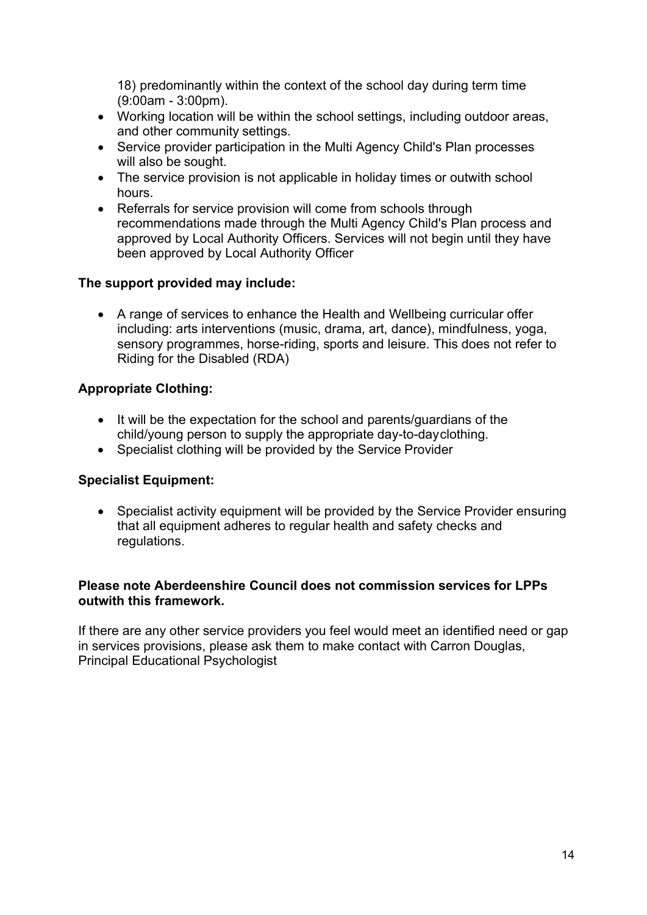18) predominantly within the context of the school day during term time (9:00am - 3:00pm).

- Working location will be within the school settings, including outdoor areas, and other community settings.
- Service provider participation in the Multi Agency Child's Plan processes will also be sought.
- The service provision is not applicable in holiday times or outwith school hours.
- Referrals for service provision will come from schools through recommendations made through the Multi Agency Child's Plan process and approved by Local Authority Officers. Services will not begin until they have been approved by Local Authority Officer

**The support provided may include:**

- A range of services to enhance the Health and Wellbeing curricular offer including: arts interventions (music, drama, art, dance), mindfulness, yoga, sensory programmes, horse-riding, sports and leisure. This does not refer to Riding for the Disabled (RDA)

**Appropriate Clothing:**

- It will be the expectation for the school and parents/guardians of the child/young person to supply the appropriate day-to-dayclothing.
- Specialist clothing will be provided by the Service Provider

**Specialist Equipment:**

- Specialist activity equipment will be provided by the Service Provider ensuring that all equipment adheres to regular health and safety checks and regulations.

**Please note Aberdeenshire Council does not commission services for LPPs outwith this framework.**

If there are any other service providers you feel would meet an identified need or gap in services provisions, please ask them to make contact with Carron Douglas, Principal Educational Psychologist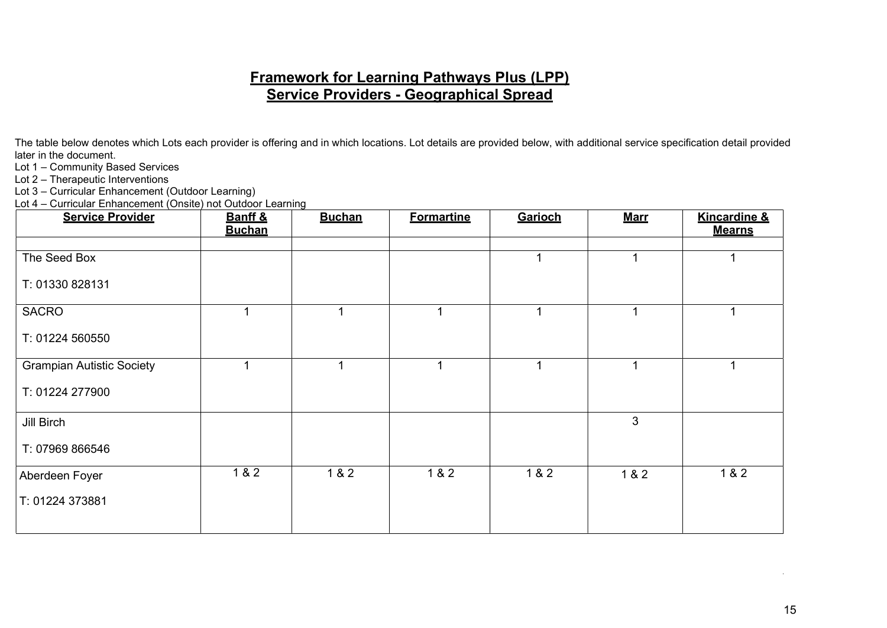# Framework for Learning Pathways Plus (LPP)
## Service Providers - Geographical Spread

The table below denotes which Lots each provider is offering and in which locations. Lot details are provided below, with additional service specification detail provided later in the document.

Lot 1 – Community Based Services
Lot 2 – Therapeutic Interventions
Lot 3 – Curricular Enhancement (Outdoor Learning)
Lot 4 – Curricular Enhancement (Onsite) not Outdoor Learning

| Service Provider | Banff & Buchan | Buchan | Formartine | Garioch | Marr | Kincardine & Mearns |
|---|---|---|---|---|---|---|
| | | | | | | |
| The Seed Box<br><br>T: 01330 828131 | | | | 1 | 1 | 1 |
| SACRO<br><br>T: 01224 560550 | 1 | 1 | 1 | 1 | 1 | 1 |
| Grampian Autistic Society<br><br>T: 01224 277900 | 1 | 1 | 1 | 1 | 1 | 1 |
| Jill Birch<br><br>T: 07969 866546 | | | | | 3 | |
| Aberdeen Foyer<br><br>T: 01224 373881 | 1 & 2 | 1 & 2 | 1 & 2 | 1 & 2 | 1 & 2 | 1 & 2 |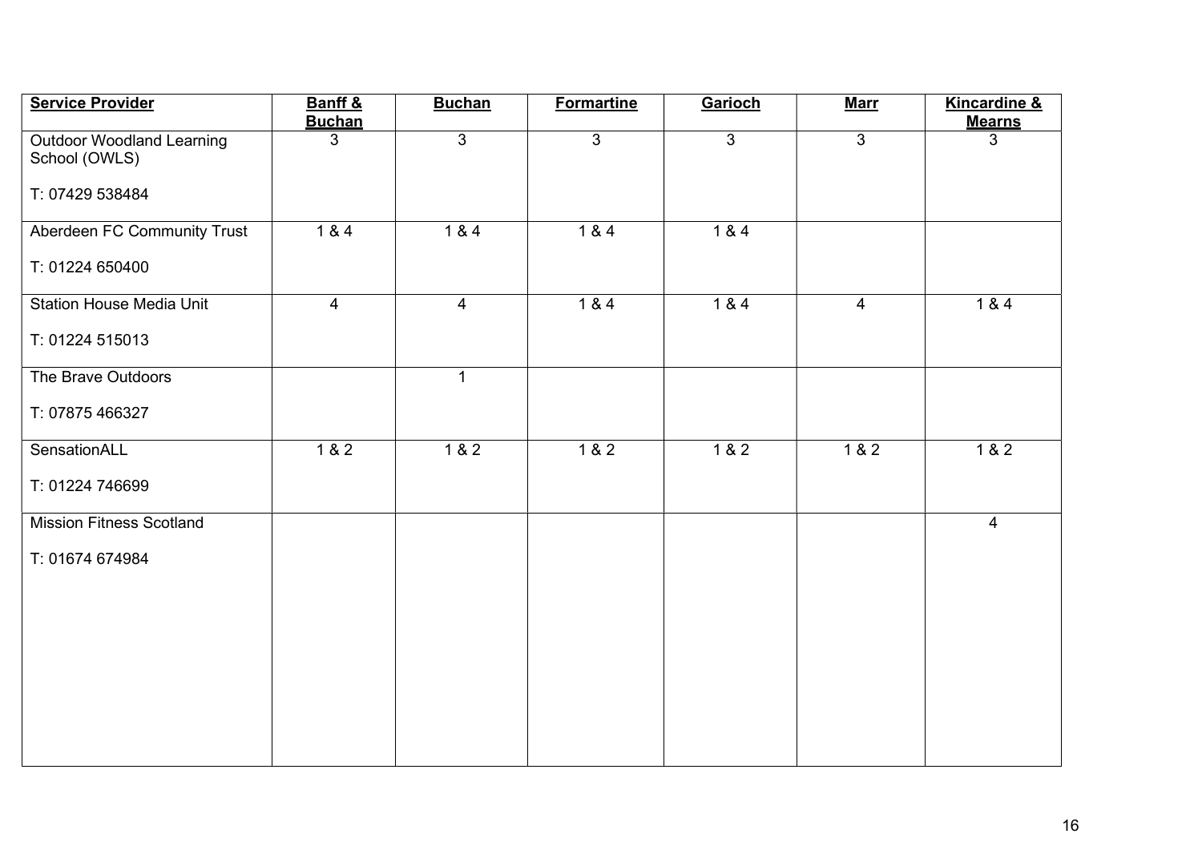| **Service Provider** | **Banff & Buchan** | **Buchan** | **Formartine** | **Garioch** | **Marr** | **Kincardine & Mearns** |
|---|---|---|---|---|---|---|
| Outdoor Woodland Learning School (OWLS)<br><br>T: 07429 538484 | 3 | 3 | 3 | 3 | 3 | 3 |
| Aberdeen FC Community Trust<br><br>T: 01224 650400 | 1 & 4 | 1 & 4 | 1 & 4 | 1 & 4 | | |
| Station House Media Unit<br><br>T: 01224 515013 | 4 | 4 | 1 & 4 | 1 & 4 | 4 | 1 & 4 |
| The Brave Outdoors<br><br>T: 07875 466327 | | 1 | | | | |
| SensationALL<br><br>T: 01224 746699 | 1 & 2 | 1 & 2 | 1 & 2 | 1 & 2 | 1 & 2 | 1 & 2 |
| Mission Fitness Scotland<br><br>T: 01674 674984 | | | | | | 4 |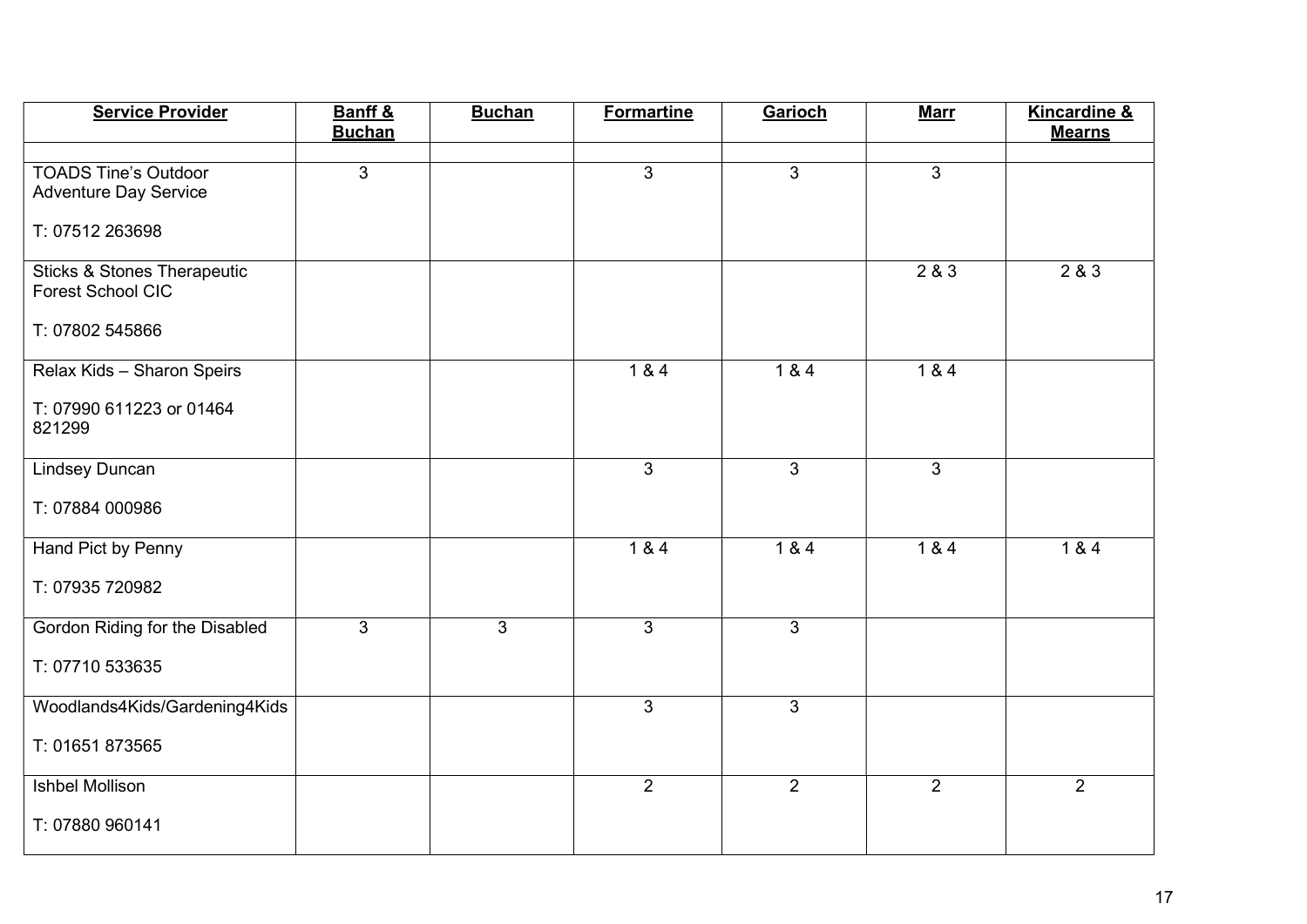| **Service Provider** | **Banff & Buchan** | **Buchan** | **Formartine** | **Garioch** | **Marr** | **Kincardine & Mearns** |
|---|---|---|---|---|---|---|
| | | | | | | |
| TOADS Tine's Outdoor Adventure Day Service<br><br>T: 07512 263698 | 3 | | 3 | 3 | 3 | |
| Sticks & Stones Therapeutic Forest School CIC<br><br>T: 07802 545866 | | | | | 2 & 3 | 2 & 3 |
| Relax Kids – Sharon Speirs<br><br>T: 07990 611223 or 01464 821299 | | | 1 & 4 | 1 & 4 | 1 & 4 | |
| Lindsey Duncan<br><br>T: 07884 000986 | | | 3 | 3 | 3 | |
| Hand Pict by Penny<br><br>T: 07935 720982 | | | 1 & 4 | 1 & 4 | 1 & 4 | 1 & 4 |
| Gordon Riding for the Disabled<br><br>T: 07710 533635 | 3 | 3 | 3 | 3 | | |
| Woodlands4Kids/Gardening4Kids<br><br>T: 01651 873565 | | | 3 | 3 | | |
| Ishbel Mollison<br><br>T: 07880 960141 | | | 2 | 2 | 2 | 2 |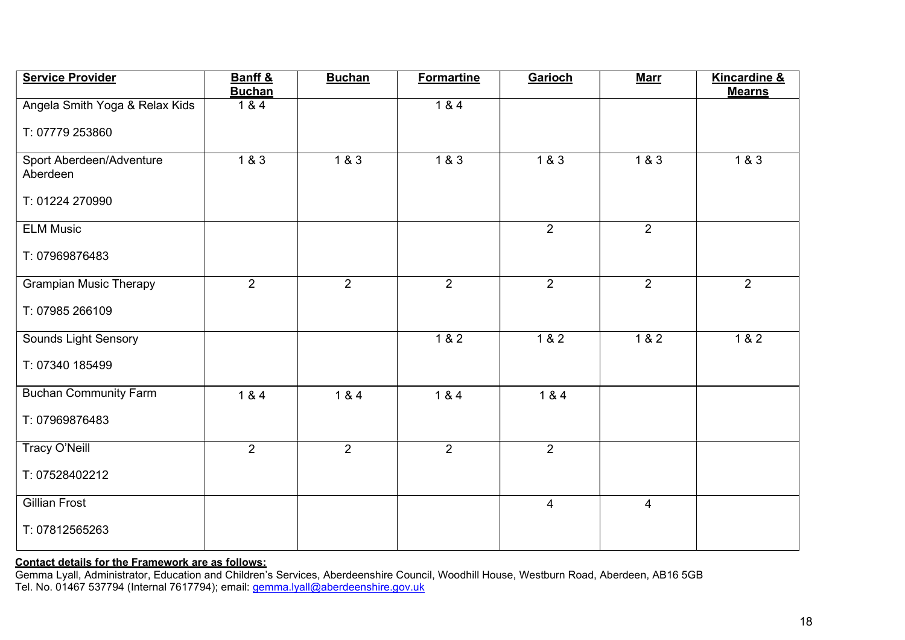| Service Provider | Banff & Buchan | Buchan | Formartine | Garioch | Marr | Kincardine & Mearns |
|---|---|---|---|---|---|---|
| Angela Smith Yoga & Relax Kids<br><br>T: 07779 253860 | 1 & 4 | | 1 & 4 | | | |
| Sport Aberdeen/Adventure Aberdeen<br><br>T: 01224 270990 | 1 & 3 | 1 & 3 | 1 & 3 | 1 & 3 | 1 & 3 | 1 & 3 |
| ELM Music<br><br>T: 07969876483 | | | | 2 | 2 | |
| Grampian Music Therapy<br><br>T: 07985 266109 | 2 | 2 | 2 | 2 | 2 | 2 |
| Sounds Light Sensory<br><br>T: 07340 185499 | | | 1 & 2 | 1 & 2 | 1 & 2 | 1 & 2 |
| Buchan Community Farm<br><br>T: 07969876483 | 1 & 4 | 1 & 4 | 1 & 4 | 1 & 4 | | |
| Tracy O'Neill<br><br>T: 07528402212 | 2 | 2 | 2 | 2 | | |
| Gillian Frost<br><br>T: 07812565263 | | | | 4 | 4 | |

**Contact details for the Framework are as follows:**
Gemma Lyall, Administrator, Education and Children's Services, Aberdeenshire Council, Woodhill House, Westburn Road, Aberdeen, AB16 5GB
Tel. No. 01467 537794 (Internal 7617794); email: gemma.lyall@aberdeenshire.gov.uk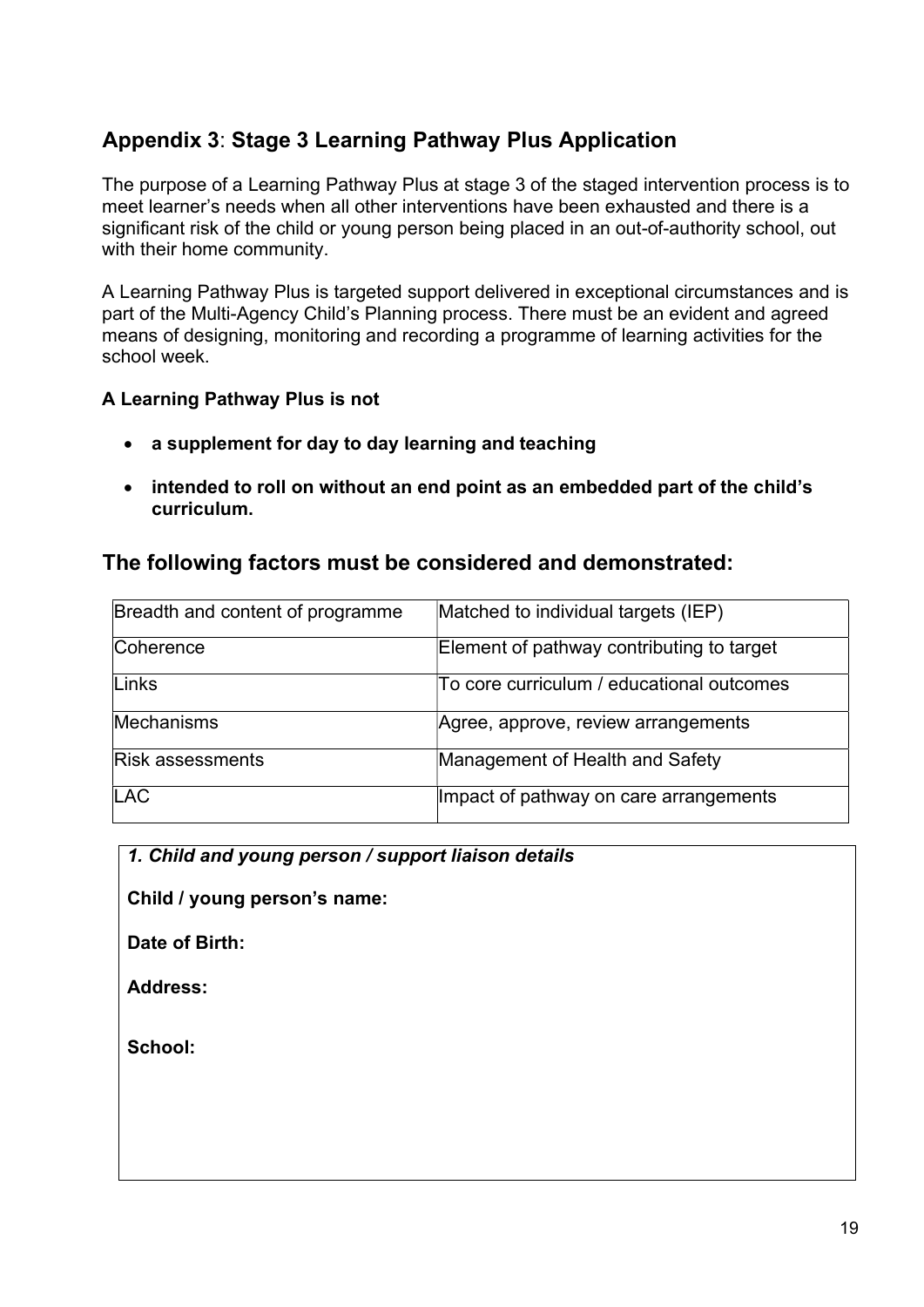## Appendix 3: Stage 3 Learning Pathway Plus Application

The purpose of a Learning Pathway Plus at stage 3 of the staged intervention process is to meet learner's needs when all other interventions have been exhausted and there is a significant risk of the child or young person being placed in an out-of-authority school, out with their home community.

A Learning Pathway Plus is targeted support delivered in exceptional circumstances and is part of the Multi-Agency Child's Planning process. There must be an evident and agreed means of designing, monitoring and recording a programme of learning activities for the school week.

**A Learning Pathway Plus is not**

- **a supplement for day to day learning and teaching**
- **intended to roll on without an end point as an embedded part of the child's curriculum.**

## The following factors must be considered and demonstrated:

| | |
|---|---|
| Breadth and content of programme | Matched to individual targets (IEP) |
| Coherence | Element of pathway contributing to target |
| Links | To core curriculum / educational outcomes |
| Mechanisms | Agree, approve, review arrangements |
| Risk assessments | Management of Health and Safety |
| LAC | Impact of pathway on care arrangements |

***1. Child and young person / support liaison details***

**Child / young person's name:**

**Date of Birth:**

**Address:**

**School:**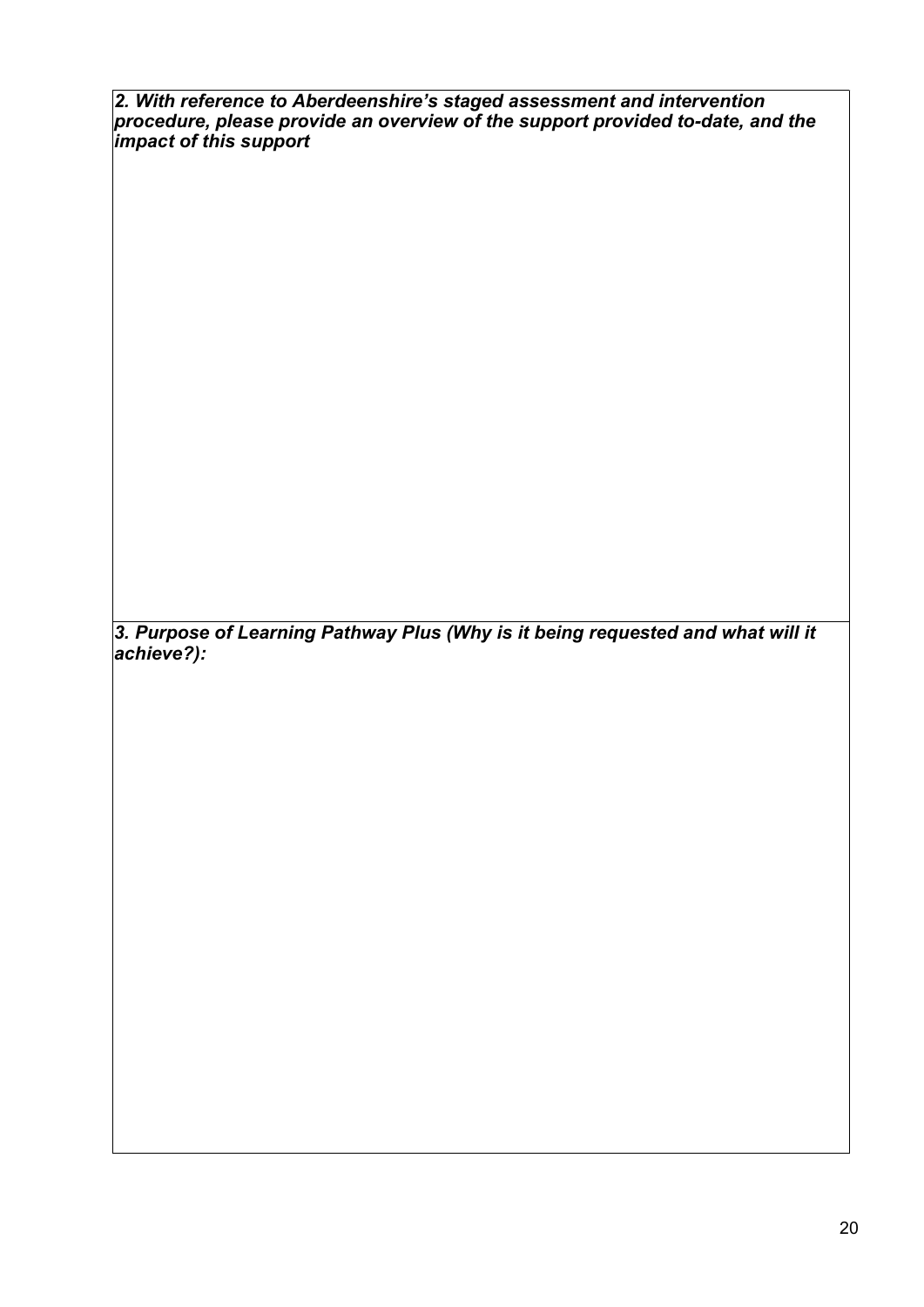***2. With reference to Aberdeenshire's staged assessment and intervention procedure, please provide an overview of the support provided to-date, and the impact of this support***

***3. Purpose of Learning Pathway Plus (Why is it being requested and what will it achieve?):***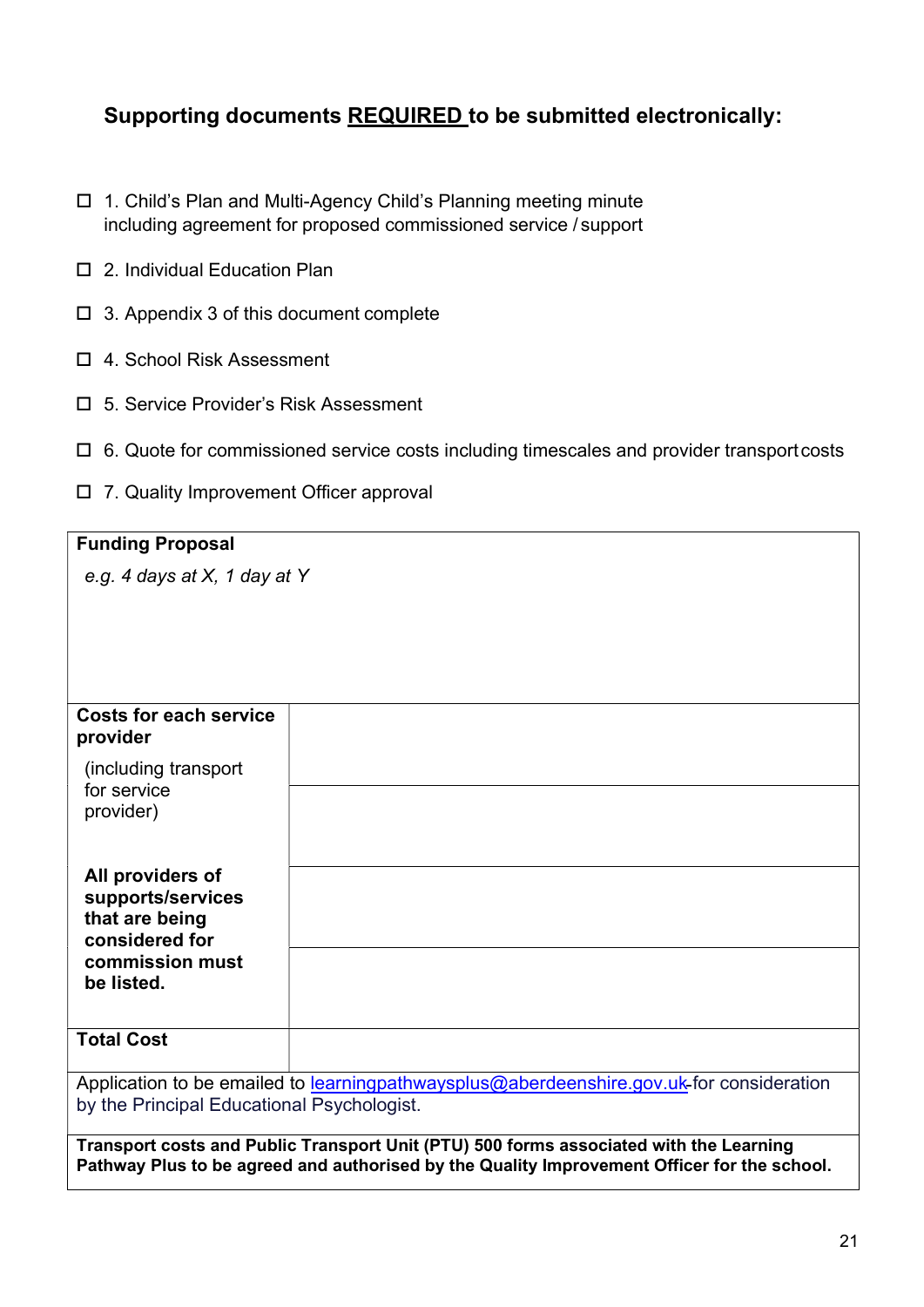## Supporting documents <u>REQUIRED</u> to be submitted electronically:

- ☐ 1. Child's Plan and Multi-Agency Child's Planning meeting minute including agreement for proposed commissioned service / support
- ☐ 2. Individual Education Plan
- ☐ 3. Appendix 3 of this document complete
- ☐ 4. School Risk Assessment
- ☐ 5. Service Provider's Risk Assessment
- ☐ 6. Quote for commissioned service costs including timescales and provider transport costs
- ☐ 7. Quality Improvement Officer approval

| **Funding Proposal**<br>*e.g. 4 days at X, 1 day at Y* | |
|---|---|
| **Costs for each service provider**<br>(including transport for service provider)<br>**All providers of supports/services that are being considered for commission must be listed.** | |
| | |
| | |
| | |
| **Total Cost** | |
| Application to be emailed to learningpathwaysplus@aberdeenshire.gov.uk for consideration by the Principal Educational Psychologist. | |
| **Transport costs and Public Transport Unit (PTU) 500 forms associated with the Learning Pathway Plus to be agreed and authorised by the Quality Improvement Officer for the school.** | |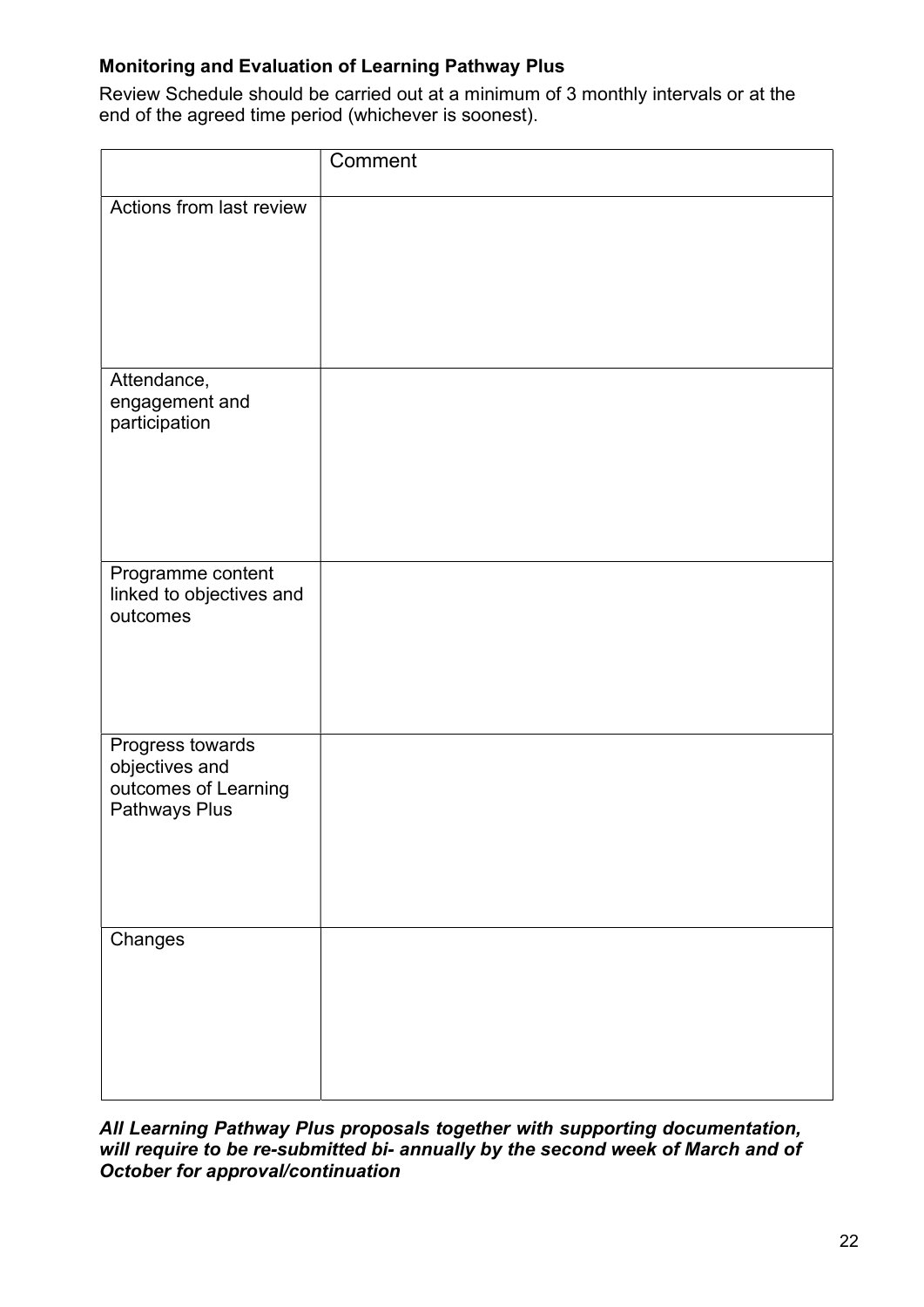**Monitoring and Evaluation of Learning Pathway Plus**

Review Schedule should be carried out at a minimum of 3 monthly intervals or at the end of the agreed time period (whichever is soonest).

| | Comment |
|---|---|
| Actions from last review | |
| Attendance, engagement and participation | |
| Programme content linked to objectives and outcomes | |
| Progress towards objectives and outcomes of Learning Pathways Plus | |
| Changes | |

***All Learning Pathway Plus proposals together with supporting documentation, will require to be re-submitted bi- annually by the second week of March and of October for approval/continuation***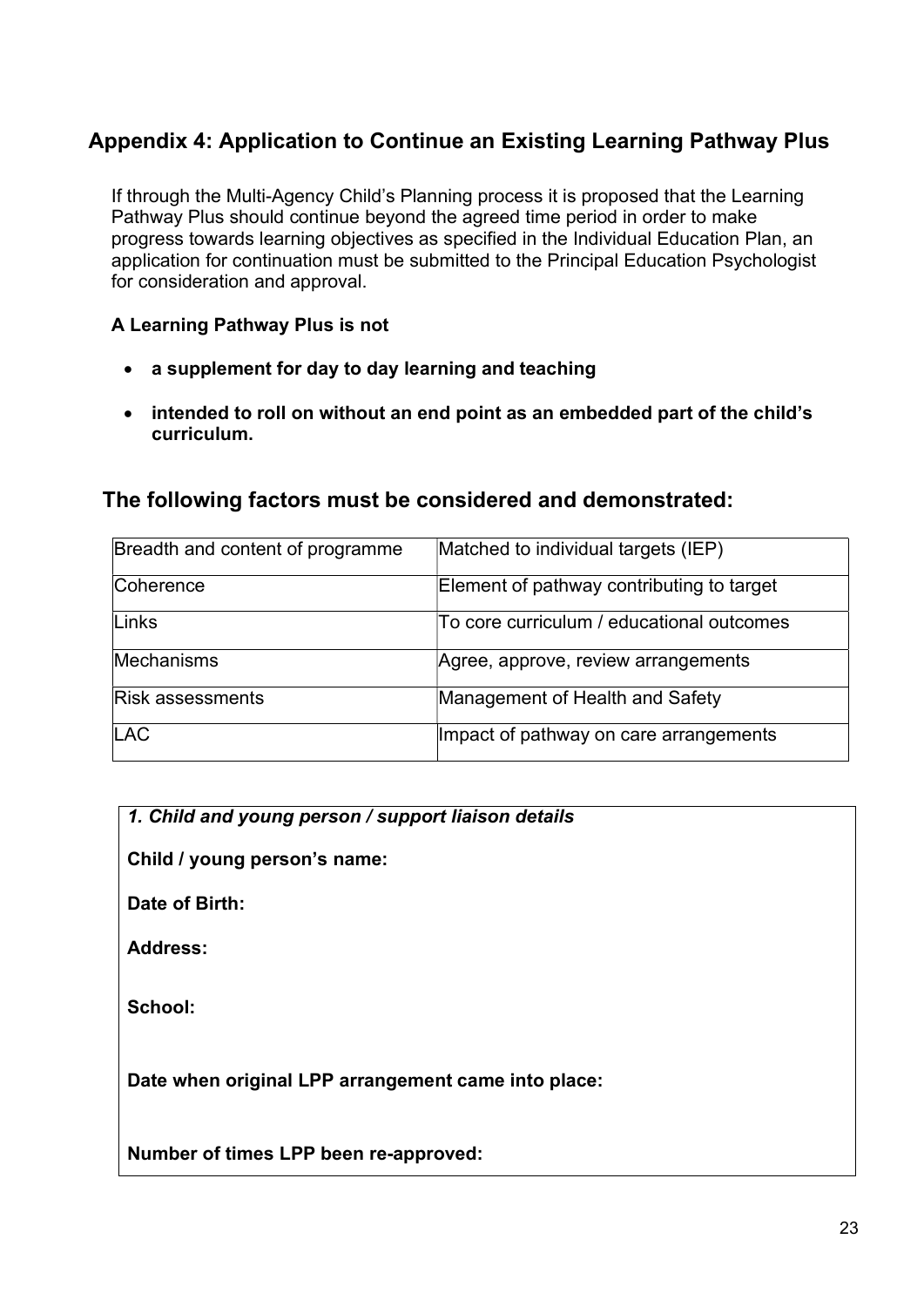## Appendix 4: Application to Continue an Existing Learning Pathway Plus

If through the Multi-Agency Child's Planning process it is proposed that the Learning Pathway Plus should continue beyond the agreed time period in order to make progress towards learning objectives as specified in the Individual Education Plan, an application for continuation must be submitted to the Principal Education Psychologist for consideration and approval.

**A Learning Pathway Plus is not**

- **a supplement for day to day learning and teaching**
- **intended to roll on without an end point as an embedded part of the child's curriculum.**

### The following factors must be considered and demonstrated:

| Breadth and content of programme | Matched to individual targets (IEP) |
|---|---|
| Coherence | Element of pathway contributing to target |
| Links | To core curriculum / educational outcomes |
| Mechanisms | Agree, approve, review arrangements |
| Risk assessments | Management of Health and Safety |
| LAC | Impact of pathway on care arrangements |

***1. Child and young person / support liaison details***

**Child / young person's name:**

**Date of Birth:**

**Address:**

**School:**

**Date when original LPP arrangement came into place:**

**Number of times LPP been re-approved:**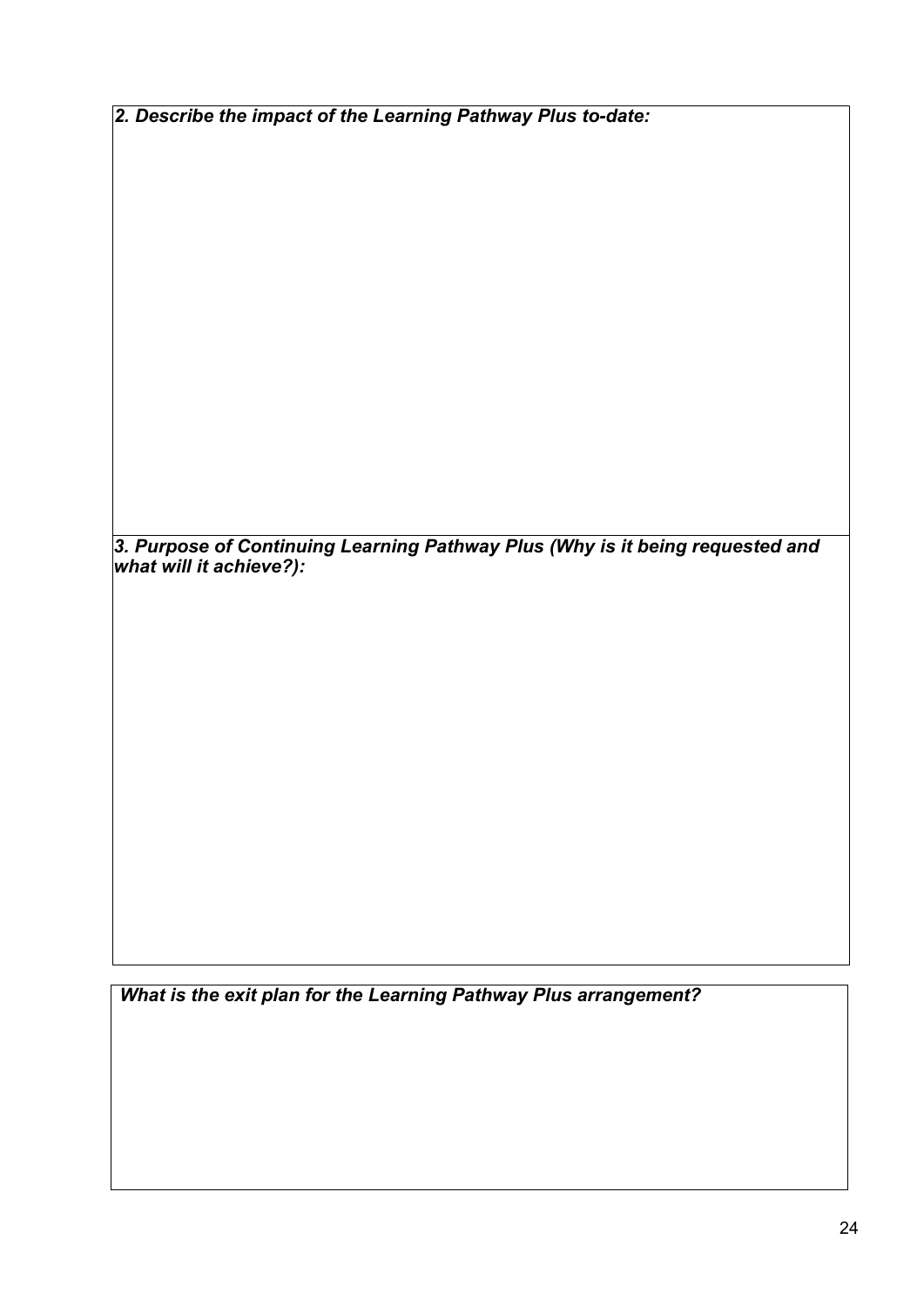***2. Describe the impact of the Learning Pathway Plus to-date:***

***3. Purpose of Continuing Learning Pathway Plus (Why is it being requested and what will it achieve?):***

***What is the exit plan for the Learning Pathway Plus arrangement?***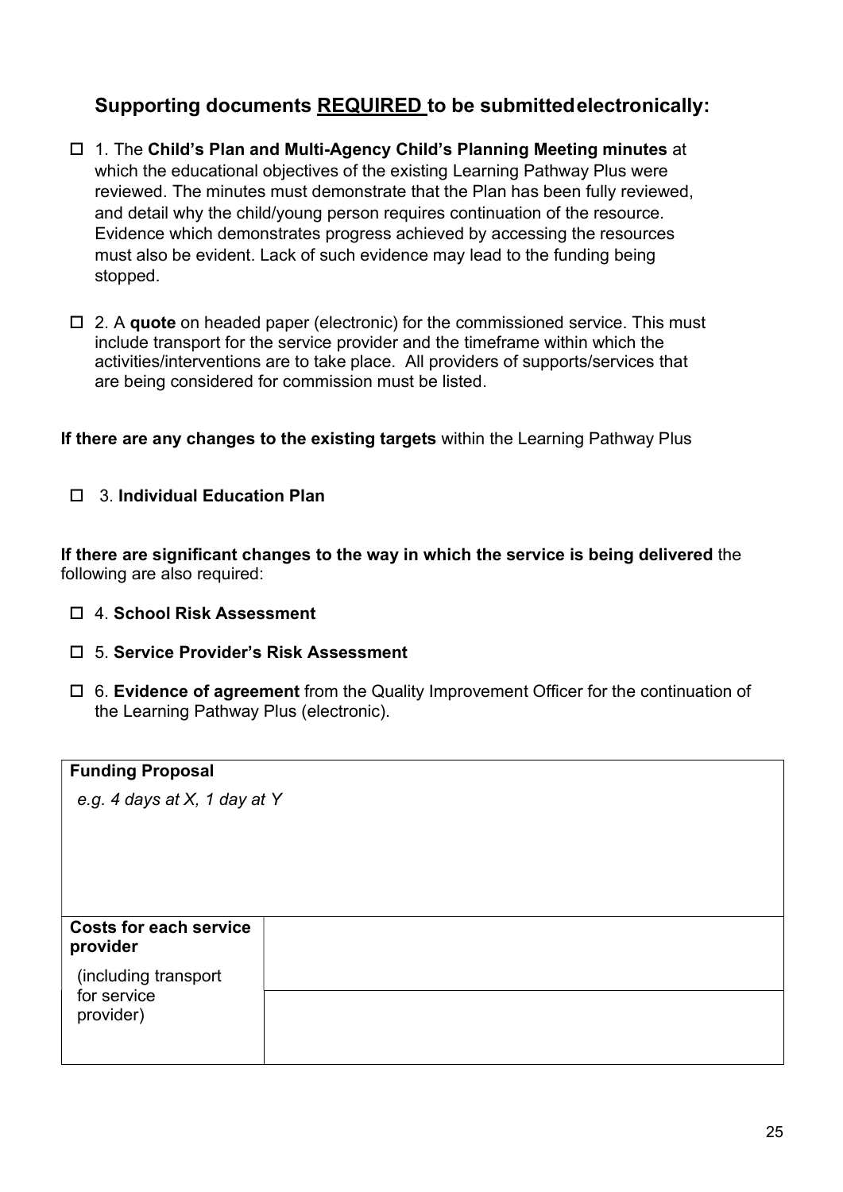## Supporting documents <u>REQUIRED</u> to be submitted electronically:

- ☐ 1. The **Child's Plan and Multi-Agency Child's Planning Meeting minutes** at which the educational objectives of the existing Learning Pathway Plus were reviewed. The minutes must demonstrate that the Plan has been fully reviewed, and detail why the child/young person requires continuation of the resource. Evidence which demonstrates progress achieved by accessing the resources must also be evident. Lack of such evidence may lead to the funding being stopped.

- ☐ 2. A **quote** on headed paper (electronic) for the commissioned service. This must include transport for the service provider and the timeframe within which the activities/interventions are to take place. All providers of supports/services that are being considered for commission must be listed.

**If there are any changes to the existing targets** within the Learning Pathway Plus

- ☐ 3. **Individual Education Plan**

**If there are significant changes to the way in which the service is being delivered** the following are also required:

- ☐ 4. **School Risk Assessment**
- ☐ 5. **Service Provider's Risk Assessment**
- ☐ 6. **Evidence of agreement** from the Quality Improvement Officer for the continuation of the Learning Pathway Plus (electronic).

| **Funding Proposal** *e.g. 4 days at X, 1 day at Y* | |
|---|---|
| **Costs for each service provider** (including transport for service provider) | |
| | |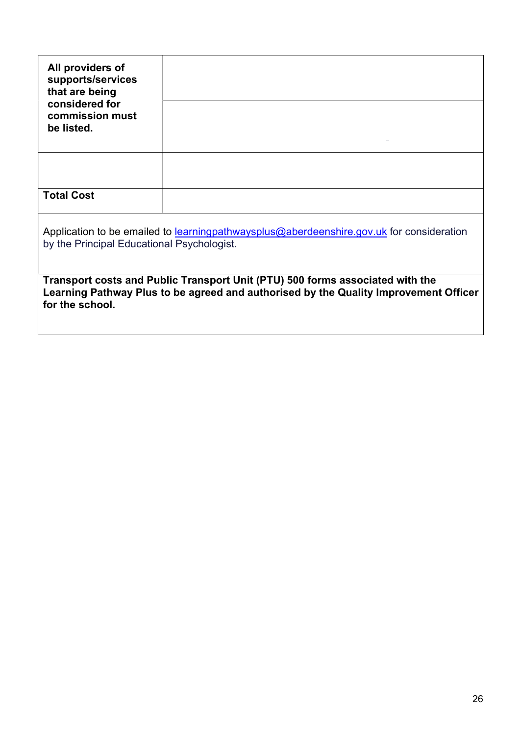| | |
|---|---|
| **All providers of supports/services that are being considered for commission must be listed.** | |
| | |
| | |
| **Total Cost** | |

Application to be emailed to learningpathwaysplus@aberdeenshire.gov.uk for consideration by the Principal Educational Psychologist.

**Transport costs and Public Transport Unit (PTU) 500 forms associated with the Learning Pathway Plus to be agreed and authorised by the Quality Improvement Officer for the school.**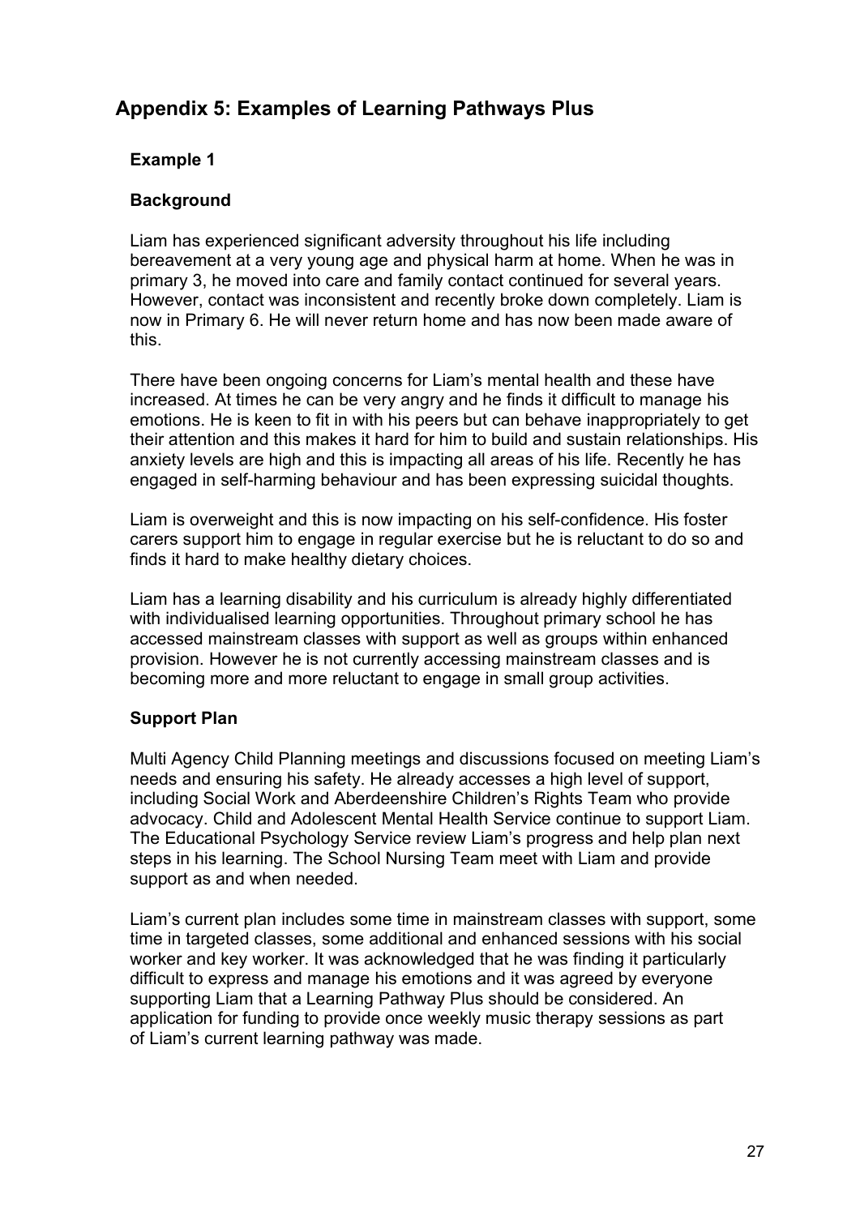# Appendix 5: Examples of Learning Pathways Plus

## Example 1

### Background

Liam has experienced significant adversity throughout his life including bereavement at a very young age and physical harm at home. When he was in primary 3, he moved into care and family contact continued for several years. However, contact was inconsistent and recently broke down completely. Liam is now in Primary 6. He will never return home and has now been made aware of this.

There have been ongoing concerns for Liam's mental health and these have increased. At times he can be very angry and he finds it difficult to manage his emotions. He is keen to fit in with his peers but can behave inappropriately to get their attention and this makes it hard for him to build and sustain relationships. His anxiety levels are high and this is impacting all areas of his life. Recently he has engaged in self-harming behaviour and has been expressing suicidal thoughts.

Liam is overweight and this is now impacting on his self-confidence. His foster carers support him to engage in regular exercise but he is reluctant to do so and finds it hard to make healthy dietary choices.

Liam has a learning disability and his curriculum is already highly differentiated with individualised learning opportunities. Throughout primary school he has accessed mainstream classes with support as well as groups within enhanced provision. However he is not currently accessing mainstream classes and is becoming more and more reluctant to engage in small group activities.

### Support Plan

Multi Agency Child Planning meetings and discussions focused on meeting Liam's needs and ensuring his safety. He already accesses a high level of support, including Social Work and Aberdeenshire Children's Rights Team who provide advocacy. Child and Adolescent Mental Health Service continue to support Liam. The Educational Psychology Service review Liam's progress and help plan next steps in his learning. The School Nursing Team meet with Liam and provide support as and when needed.

Liam's current plan includes some time in mainstream classes with support, some time in targeted classes, some additional and enhanced sessions with his social worker and key worker. It was acknowledged that he was finding it particularly difficult to express and manage his emotions and it was agreed by everyone supporting Liam that a Learning Pathway Plus should be considered. An application for funding to provide once weekly music therapy sessions as part of Liam's current learning pathway was made.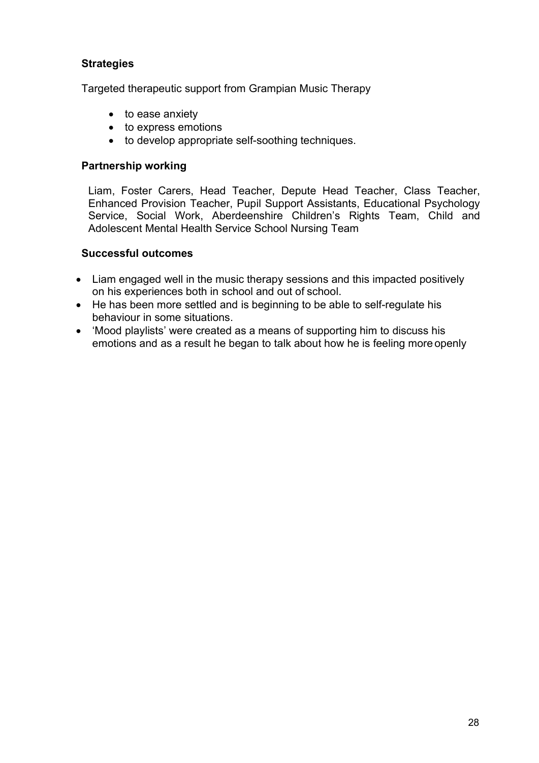**Strategies**

Targeted therapeutic support from Grampian Music Therapy

- to ease anxiety
- to express emotions
- to develop appropriate self-soothing techniques.

**Partnership working**

Liam, Foster Carers, Head Teacher, Depute Head Teacher, Class Teacher, Enhanced Provision Teacher, Pupil Support Assistants, Educational Psychology Service, Social Work, Aberdeenshire Children's Rights Team, Child and Adolescent Mental Health Service School Nursing Team

**Successful outcomes**

- Liam engaged well in the music therapy sessions and this impacted positively on his experiences both in school and out of school.
- He has been more settled and is beginning to be able to self-regulate his behaviour in some situations.
- 'Mood playlists' were created as a means of supporting him to discuss his emotions and as a result he began to talk about how he is feeling more openly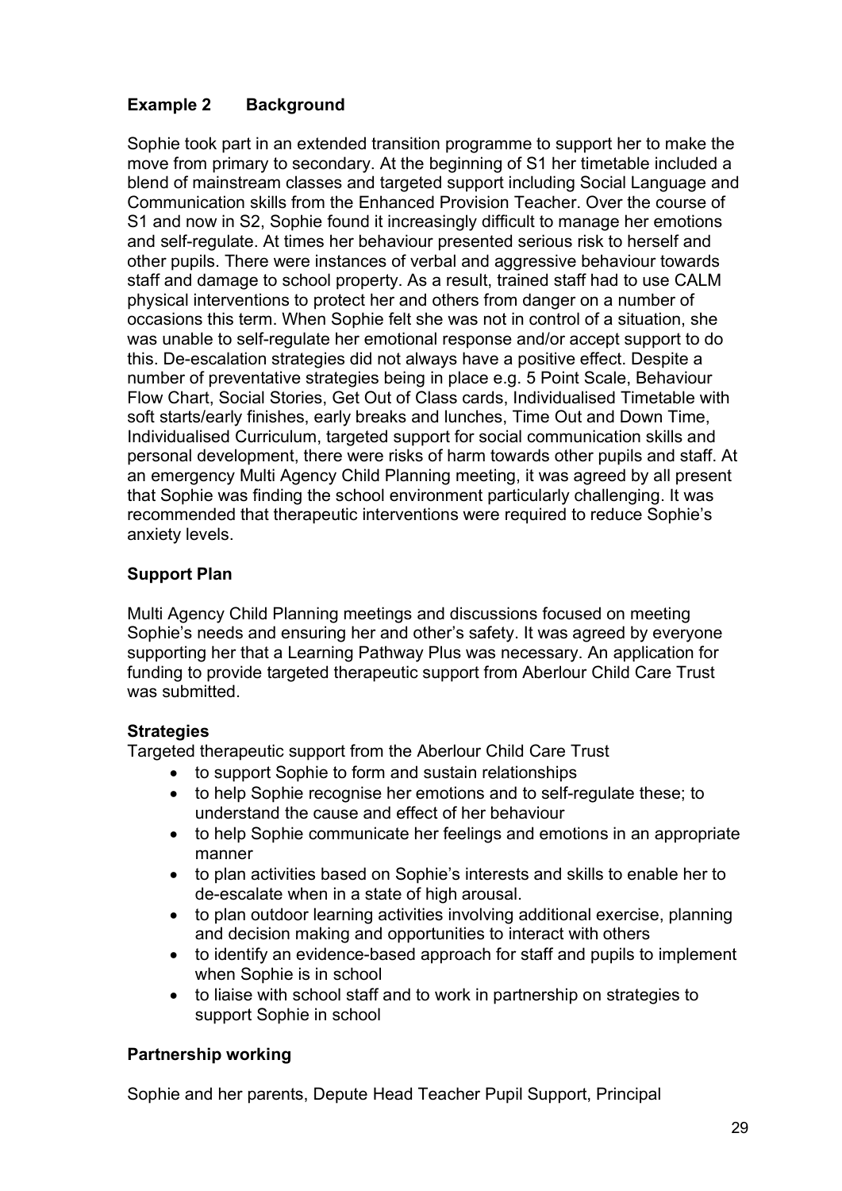## Example 2 Background

Sophie took part in an extended transition programme to support her to make the move from primary to secondary. At the beginning of S1 her timetable included a blend of mainstream classes and targeted support including Social Language and Communication skills from the Enhanced Provision Teacher. Over the course of S1 and now in S2, Sophie found it increasingly difficult to manage her emotions and self-regulate. At times her behaviour presented serious risk to herself and other pupils. There were instances of verbal and aggressive behaviour towards staff and damage to school property. As a result, trained staff had to use CALM physical interventions to protect her and others from danger on a number of occasions this term. When Sophie felt she was not in control of a situation, she was unable to self-regulate her emotional response and/or accept support to do this. De-escalation strategies did not always have a positive effect. Despite a number of preventative strategies being in place e.g. 5 Point Scale, Behaviour Flow Chart, Social Stories, Get Out of Class cards, Individualised Timetable with soft starts/early finishes, early breaks and lunches, Time Out and Down Time, Individualised Curriculum, targeted support for social communication skills and personal development, there were risks of harm towards other pupils and staff. At an emergency Multi Agency Child Planning meeting, it was agreed by all present that Sophie was finding the school environment particularly challenging. It was recommended that therapeutic interventions were required to reduce Sophie's anxiety levels.

### Support Plan

Multi Agency Child Planning meetings and discussions focused on meeting Sophie's needs and ensuring her and other's safety. It was agreed by everyone supporting her that a Learning Pathway Plus was necessary. An application for funding to provide targeted therapeutic support from Aberlour Child Care Trust was submitted.

### Strategies

Targeted therapeutic support from the Aberlour Child Care Trust

- to support Sophie to form and sustain relationships
- to help Sophie recognise her emotions and to self-regulate these; to understand the cause and effect of her behaviour
- to help Sophie communicate her feelings and emotions in an appropriate manner
- to plan activities based on Sophie's interests and skills to enable her to de-escalate when in a state of high arousal.
- to plan outdoor learning activities involving additional exercise, planning and decision making and opportunities to interact with others
- to identify an evidence-based approach for staff and pupils to implement when Sophie is in school
- to liaise with school staff and to work in partnership on strategies to support Sophie in school

### Partnership working

Sophie and her parents, Depute Head Teacher Pupil Support, Principal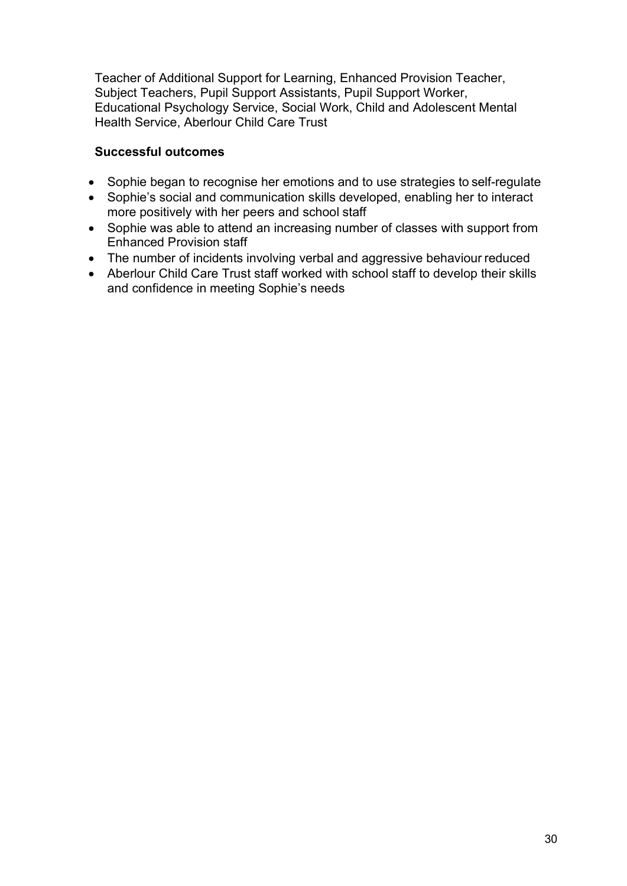Teacher of Additional Support for Learning, Enhanced Provision Teacher, Subject Teachers, Pupil Support Assistants, Pupil Support Worker, Educational Psychology Service, Social Work, Child and Adolescent Mental Health Service, Aberlour Child Care Trust

**Successful outcomes**

- Sophie began to recognise her emotions and to use strategies to self-regulate
- Sophie's social and communication skills developed, enabling her to interact more positively with her peers and school staff
- Sophie was able to attend an increasing number of classes with support from Enhanced Provision staff
- The number of incidents involving verbal and aggressive behaviour reduced
- Aberlour Child Care Trust staff worked with school staff to develop their skills and confidence in meeting Sophie's needs